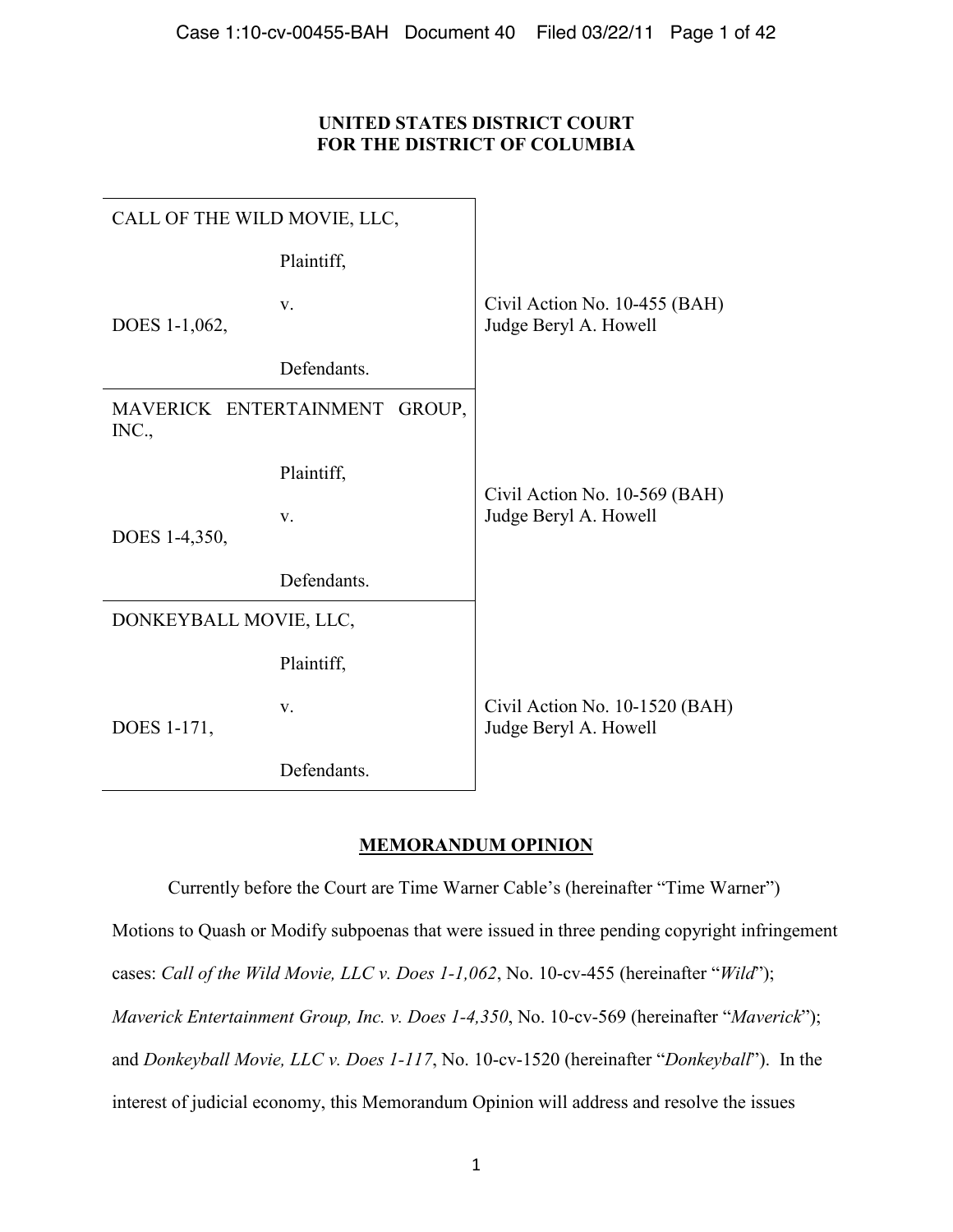**UNITED STATES DISTRICT COURT**
**FOR THE DISTRICT OF COLUMBIA**

| | |
|---|---|
| CALL OF THE WILD MOVIE, LLC,<br><br>Plaintiff,<br><br>v.<br>DOES 1-1,062,<br><br>Defendants. | Civil Action No. 10-455 (BAH)<br>Judge Beryl A. Howell |
| MAVERICK ENTERTAINMENT GROUP, INC.,<br><br>Plaintiff,<br><br>v.<br>DOES 1-4,350,<br><br>Defendants. | Civil Action No. 10-569 (BAH)<br>Judge Beryl A. Howell |
| DONKEYBALL MOVIE, LLC,<br><br>Plaintiff,<br><br>v.<br>DOES 1-171,<br><br>Defendants. | Civil Action No. 10-1520 (BAH)<br>Judge Beryl A. Howell |

**MEMORANDUM OPINION**

Currently before the Court are Time Warner Cable's (hereinafter "Time Warner") Motions to Quash or Modify subpoenas that were issued in three pending copyright infringement cases: *Call of the Wild Movie, LLC v. Does 1-1,062*, No. 10-cv-455 (hereinafter "*Wild*"); *Maverick Entertainment Group, Inc. v. Does 1-4,350*, No. 10-cv-569 (hereinafter "*Maverick*"); and *Donkeyball Movie, LLC v. Does 1-117*, No. 10-cv-1520 (hereinafter "*Donkeyball*"). In the interest of judicial economy, this Memorandum Opinion will address and resolve the issues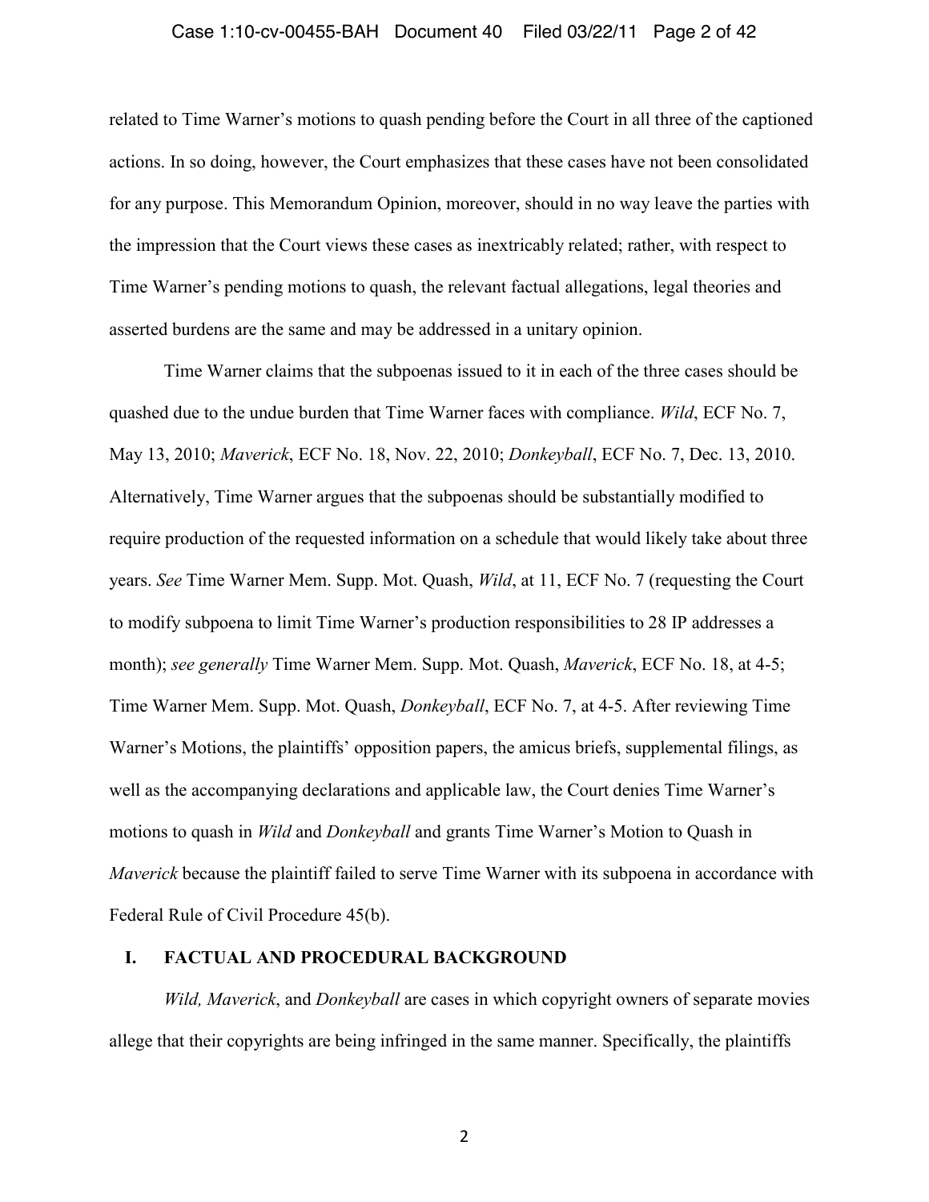related to Time Warner's motions to quash pending before the Court in all three of the captioned actions. In so doing, however, the Court emphasizes that these cases have not been consolidated for any purpose. This Memorandum Opinion, moreover, should in no way leave the parties with the impression that the Court views these cases as inextricably related; rather, with respect to Time Warner's pending motions to quash, the relevant factual allegations, legal theories and asserted burdens are the same and may be addressed in a unitary opinion.

Time Warner claims that the subpoenas issued to it in each of the three cases should be quashed due to the undue burden that Time Warner faces with compliance. *Wild*, ECF No. 7, May 13, 2010; *Maverick*, ECF No. 18, Nov. 22, 2010; *Donkeyball*, ECF No. 7, Dec. 13, 2010. Alternatively, Time Warner argues that the subpoenas should be substantially modified to require production of the requested information on a schedule that would likely take about three years. *See* Time Warner Mem. Supp. Mot. Quash, *Wild*, at 11, ECF No. 7 (requesting the Court to modify subpoena to limit Time Warner's production responsibilities to 28 IP addresses a month); *see generally* Time Warner Mem. Supp. Mot. Quash, *Maverick*, ECF No. 18, at 4-5; Time Warner Mem. Supp. Mot. Quash, *Donkeyball*, ECF No. 7, at 4-5. After reviewing Time Warner's Motions, the plaintiffs' opposition papers, the amicus briefs, supplemental filings, as well as the accompanying declarations and applicable law, the Court denies Time Warner's motions to quash in *Wild* and *Donkeyball* and grants Time Warner's Motion to Quash in *Maverick* because the plaintiff failed to serve Time Warner with its subpoena in accordance with Federal Rule of Civil Procedure 45(b).

## I. FACTUAL AND PROCEDURAL BACKGROUND

*Wild, Maverick*, and *Donkeyball* are cases in which copyright owners of separate movies allege that their copyrights are being infringed in the same manner. Specifically, the plaintiffs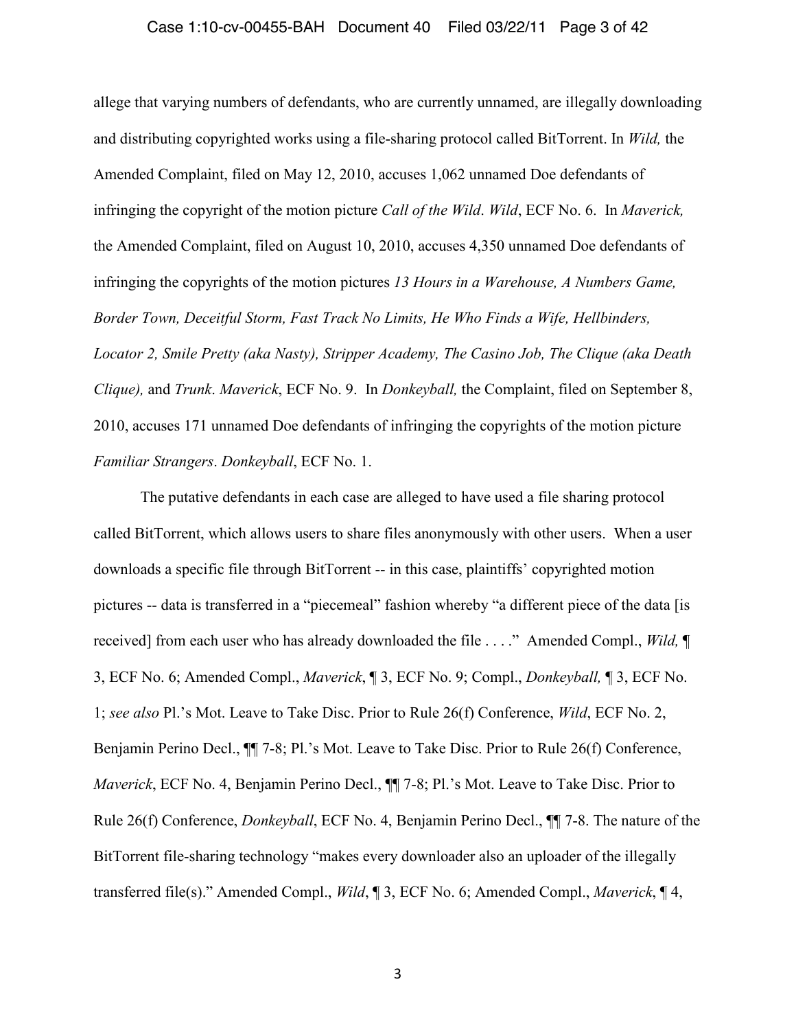allege that varying numbers of defendants, who are currently unnamed, are illegally downloading and distributing copyrighted works using a file-sharing protocol called BitTorrent. In *Wild,* the Amended Complaint, filed on May 12, 2010, accuses 1,062 unnamed Doe defendants of infringing the copyright of the motion picture *Call of the Wild*. *Wild*, ECF No. 6. In *Maverick,* the Amended Complaint, filed on August 10, 2010, accuses 4,350 unnamed Doe defendants of infringing the copyrights of the motion pictures *13 Hours in a Warehouse, A Numbers Game, Border Town, Deceitful Storm, Fast Track No Limits, He Who Finds a Wife, Hellbinders, Locator 2, Smile Pretty (aka Nasty), Stripper Academy, The Casino Job, The Clique (aka Death Clique),* and *Trunk*. *Maverick*, ECF No. 9. In *Donkeyball,* the Complaint, filed on September 8, 2010, accuses 171 unnamed Doe defendants of infringing the copyrights of the motion picture *Familiar Strangers*. *Donkeyball*, ECF No. 1.

The putative defendants in each case are alleged to have used a file sharing protocol called BitTorrent, which allows users to share files anonymously with other users. When a user downloads a specific file through BitTorrent -- in this case, plaintiffs' copyrighted motion pictures -- data is transferred in a "piecemeal" fashion whereby "a different piece of the data [is received] from each user who has already downloaded the file . . . ." Amended Compl., *Wild,* ¶ 3, ECF No. 6; Amended Compl., *Maverick*, ¶ 3, ECF No. 9; Compl., *Donkeyball,* ¶ 3, ECF No. 1; *see also* Pl.'s Mot. Leave to Take Disc. Prior to Rule 26(f) Conference, *Wild*, ECF No. 2, Benjamin Perino Decl., ¶¶ 7-8; Pl.'s Mot. Leave to Take Disc. Prior to Rule 26(f) Conference, *Maverick*, ECF No. 4, Benjamin Perino Decl., ¶¶ 7-8; Pl.'s Mot. Leave to Take Disc. Prior to Rule 26(f) Conference, *Donkeyball*, ECF No. 4, Benjamin Perino Decl., ¶¶ 7-8. The nature of the BitTorrent file-sharing technology "makes every downloader also an uploader of the illegally transferred file(s)." Amended Compl., *Wild*, ¶ 3, ECF No. 6; Amended Compl., *Maverick*, ¶ 4,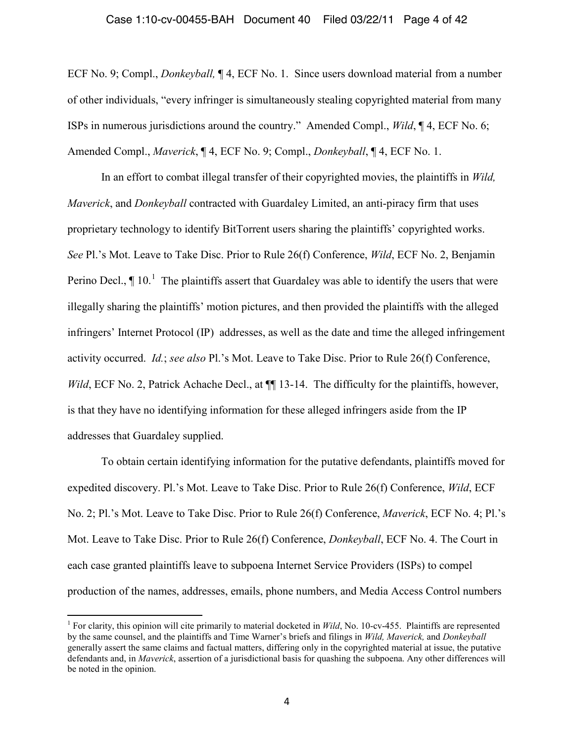ECF No. 9; Compl., *Donkeyball,* ¶ 4, ECF No. 1. Since users download material from a number of other individuals, "every infringer is simultaneously stealing copyrighted material from many ISPs in numerous jurisdictions around the country." Amended Compl., *Wild*, ¶ 4, ECF No. 6; Amended Compl., *Maverick*, ¶ 4, ECF No. 9; Compl., *Donkeyball*, ¶ 4, ECF No. 1.

In an effort to combat illegal transfer of their copyrighted movies, the plaintiffs in *Wild, Maverick*, and *Donkeyball* contracted with Guardaley Limited, an anti-piracy firm that uses proprietary technology to identify BitTorrent users sharing the plaintiffs' copyrighted works. *See* Pl.'s Mot. Leave to Take Disc. Prior to Rule 26(f) Conference, *Wild*, ECF No. 2, Benjamin Perino Decl., ¶ 10.[1] The plaintiffs assert that Guardaley was able to identify the users that were illegally sharing the plaintiffs' motion pictures, and then provided the plaintiffs with the alleged infringers' Internet Protocol (IP) addresses, as well as the date and time the alleged infringement activity occurred. *Id.*; *see also* Pl.'s Mot. Leave to Take Disc. Prior to Rule 26(f) Conference, *Wild*, ECF No. 2, Patrick Achache Decl., at ¶¶ 13-14. The difficulty for the plaintiffs, however, is that they have no identifying information for these alleged infringers aside from the IP addresses that Guardaley supplied.

To obtain certain identifying information for the putative defendants, plaintiffs moved for expedited discovery. Pl.'s Mot. Leave to Take Disc. Prior to Rule 26(f) Conference, *Wild*, ECF No. 2; Pl.'s Mot. Leave to Take Disc. Prior to Rule 26(f) Conference, *Maverick*, ECF No. 4; Pl.'s Mot. Leave to Take Disc. Prior to Rule 26(f) Conference, *Donkeyball*, ECF No. 4. The Court in each case granted plaintiffs leave to subpoena Internet Service Providers (ISPs) to compel production of the names, addresses, emails, phone numbers, and Media Access Control numbers

---

[1] For clarity, this opinion will cite primarily to material docketed in *Wild*, No. 10-cv-455. Plaintiffs are represented by the same counsel, and the plaintiffs and Time Warner's briefs and filings in *Wild, Maverick,* and *Donkeyball* generally assert the same claims and factual matters, differing only in the copyrighted material at issue, the putative defendants and, in *Maverick*, assertion of a jurisdictional basis for quashing the subpoena. Any other differences will be noted in the opinion.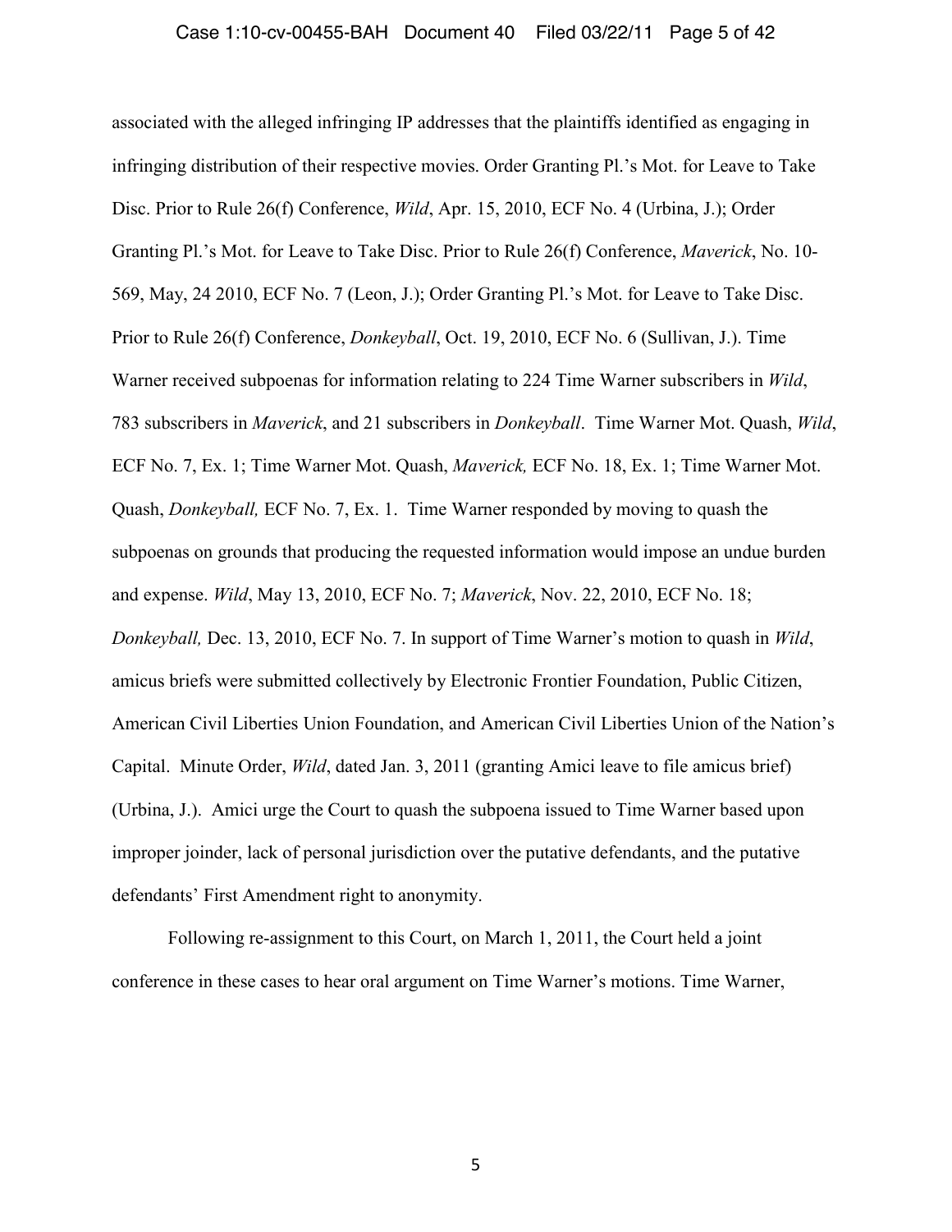associated with the alleged infringing IP addresses that the plaintiffs identified as engaging in infringing distribution of their respective movies. Order Granting Pl.'s Mot. for Leave to Take Disc. Prior to Rule 26(f) Conference, *Wild*, Apr. 15, 2010, ECF No. 4 (Urbina, J.); Order Granting Pl.'s Mot. for Leave to Take Disc. Prior to Rule 26(f) Conference, *Maverick*, No. 10-569, May, 24 2010, ECF No. 7 (Leon, J.); Order Granting Pl.'s Mot. for Leave to Take Disc. Prior to Rule 26(f) Conference, *Donkeyball*, Oct. 19, 2010, ECF No. 6 (Sullivan, J.). Time Warner received subpoenas for information relating to 224 Time Warner subscribers in *Wild*, 783 subscribers in *Maverick*, and 21 subscribers in *Donkeyball*. Time Warner Mot. Quash, *Wild*, ECF No. 7, Ex. 1; Time Warner Mot. Quash, *Maverick,* ECF No. 18, Ex. 1; Time Warner Mot. Quash, *Donkeyball,* ECF No. 7, Ex. 1. Time Warner responded by moving to quash the subpoenas on grounds that producing the requested information would impose an undue burden and expense. *Wild*, May 13, 2010, ECF No. 7; *Maverick*, Nov. 22, 2010, ECF No. 18; *Donkeyball,* Dec. 13, 2010, ECF No. 7. In support of Time Warner's motion to quash in *Wild*, amicus briefs were submitted collectively by Electronic Frontier Foundation, Public Citizen, American Civil Liberties Union Foundation, and American Civil Liberties Union of the Nation's Capital. Minute Order, *Wild*, dated Jan. 3, 2011 (granting Amici leave to file amicus brief) (Urbina, J.). Amici urge the Court to quash the subpoena issued to Time Warner based upon improper joinder, lack of personal jurisdiction over the putative defendants, and the putative defendants' First Amendment right to anonymity.

Following re-assignment to this Court, on March 1, 2011, the Court held a joint conference in these cases to hear oral argument on Time Warner's motions. Time Warner,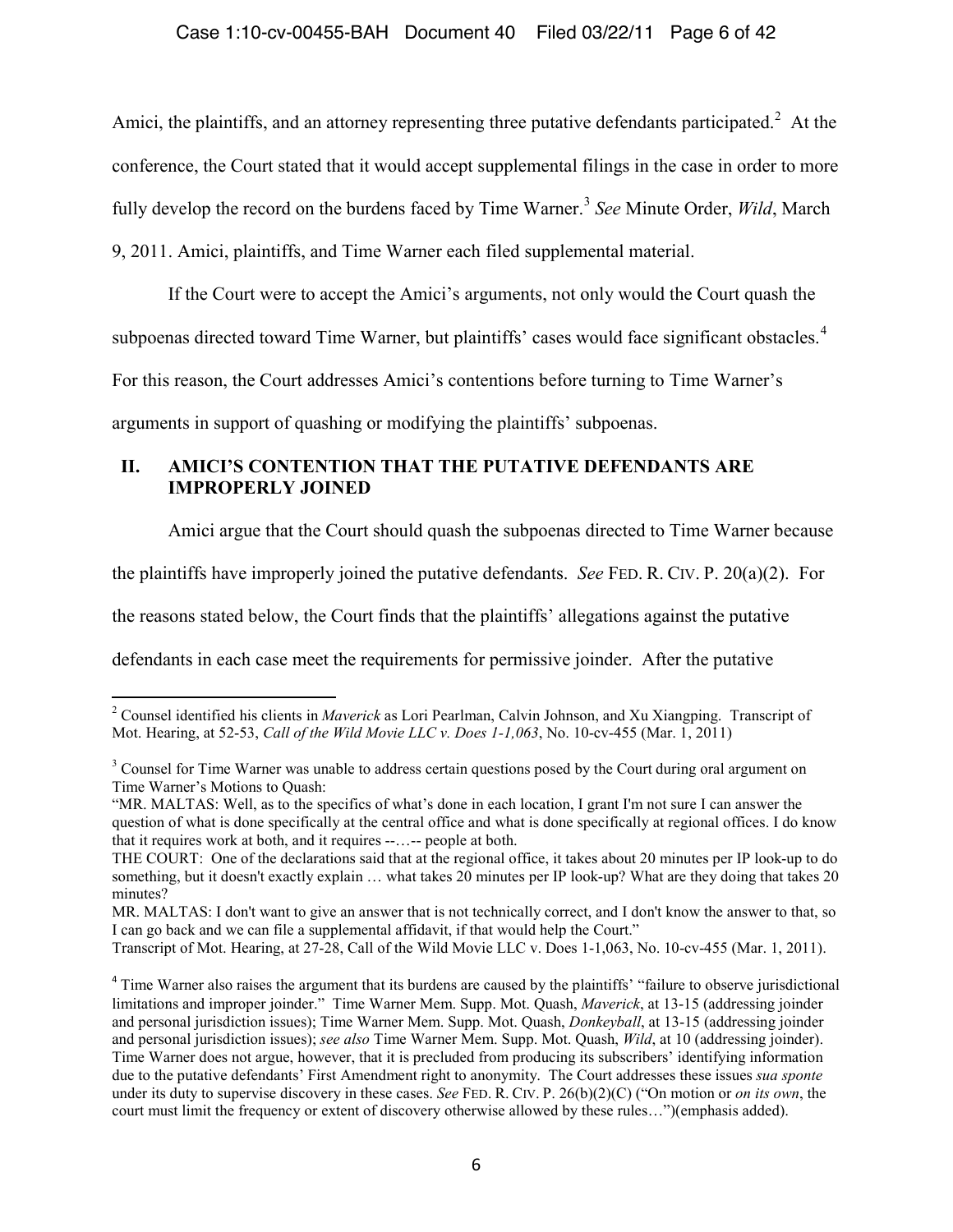Amici, the plaintiffs, and an attorney representing three putative defendants participated.[2] At the conference, the Court stated that it would accept supplemental filings in the case in order to more fully develop the record on the burdens faced by Time Warner.[3] *See* Minute Order, *Wild*, March 9, 2011. Amici, plaintiffs, and Time Warner each filed supplemental material.

If the Court were to accept the Amici's arguments, not only would the Court quash the subpoenas directed toward Time Warner, but plaintiffs' cases would face significant obstacles.[4] For this reason, the Court addresses Amici's contentions before turning to Time Warner's arguments in support of quashing or modifying the plaintiffs' subpoenas.

## II. AMICI'S CONTENTION THAT THE PUTATIVE DEFENDANTS ARE IMPROPERLY JOINED

Amici argue that the Court should quash the subpoenas directed to Time Warner because the plaintiffs have improperly joined the putative defendants. *See* FED. R. CIV. P. 20(a)(2). For the reasons stated below, the Court finds that the plaintiffs' allegations against the putative defendants in each case meet the requirements for permissive joinder. After the putative

---

[2] Counsel identified his clients in *Maverick* as Lori Pearlman, Calvin Johnson, and Xu Xiangping. Transcript of Mot. Hearing, at 52-53, *Call of the Wild Movie LLC v. Does 1-1,063*, No. 10-cv-455 (Mar. 1, 2011)

[3] Counsel for Time Warner was unable to address certain questions posed by the Court during oral argument on Time Warner's Motions to Quash:

"MR. MALTAS: Well, as to the specifics of what's done in each location, I grant I'm not sure I can answer the question of what is done specifically at the central office and what is done specifically at regional offices. I do know that it requires work at both, and it requires --…-- people at both.

THE COURT: One of the declarations said that at the regional office, it takes about 20 minutes per IP look-up to do something, but it doesn't exactly explain … what takes 20 minutes per IP look-up? What are they doing that takes 20 minutes?

MR. MALTAS: I don't want to give an answer that is not technically correct, and I don't know the answer to that, so I can go back and we can file a supplemental affidavit, if that would help the Court."

Transcript of Mot. Hearing, at 27-28, Call of the Wild Movie LLC v. Does 1-1,063, No. 10-cv-455 (Mar. 1, 2011).

[4] Time Warner also raises the argument that its burdens are caused by the plaintiffs' "failure to observe jurisdictional limitations and improper joinder." Time Warner Mem. Supp. Mot. Quash, *Maverick*, at 13-15 (addressing joinder and personal jurisdiction issues); Time Warner Mem. Supp. Mot. Quash, *Donkeyball*, at 13-15 (addressing joinder and personal jurisdiction issues); *see also* Time Warner Mem. Supp. Mot. Quash, *Wild*, at 10 (addressing joinder). Time Warner does not argue, however, that it is precluded from producing its subscribers' identifying information due to the putative defendants' First Amendment right to anonymity. The Court addresses these issues *sua sponte* under its duty to supervise discovery in these cases. *See* FED. R. CIV. P. 26(b)(2)(C) ("On motion or *on its own*, the court must limit the frequency or extent of discovery otherwise allowed by these rules…")(emphasis added).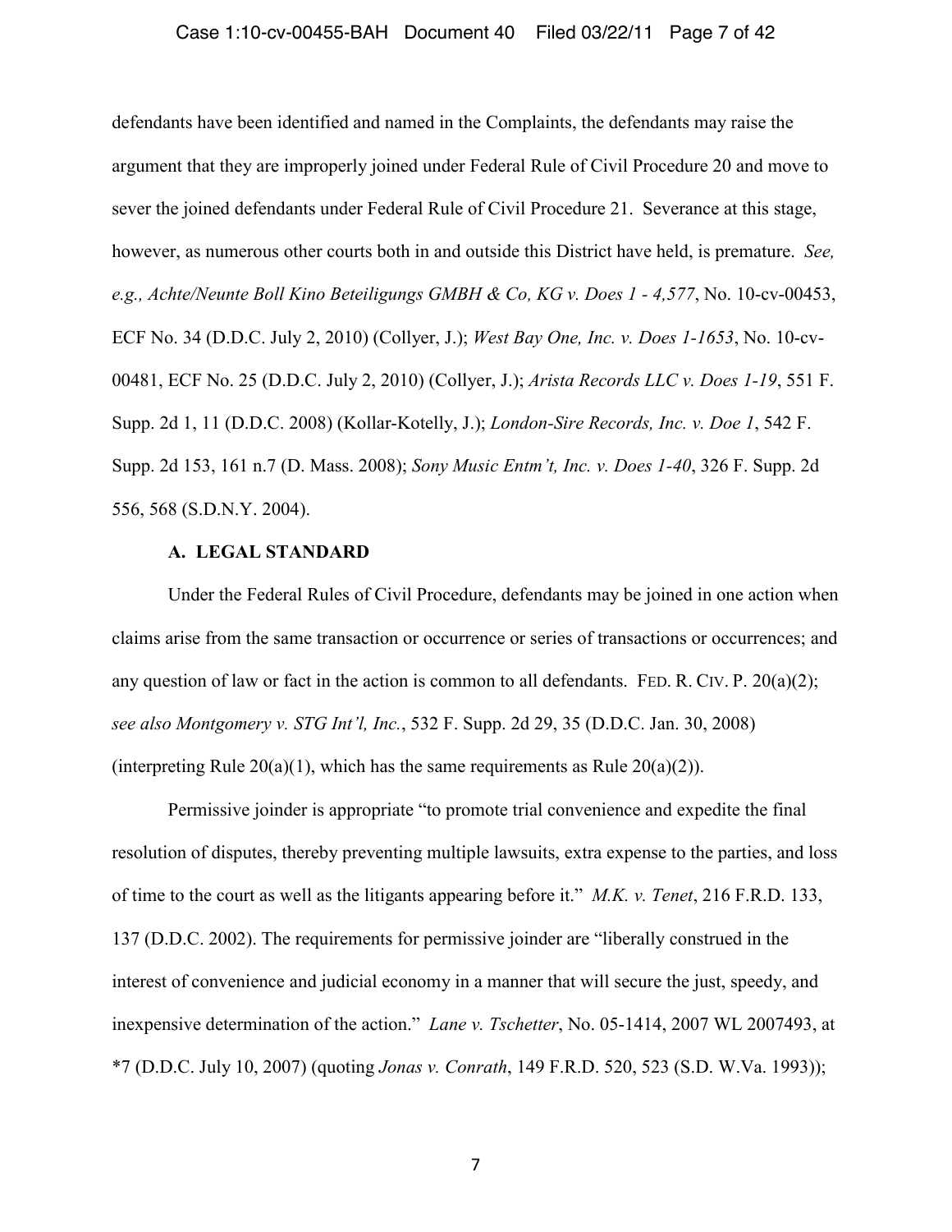defendants have been identified and named in the Complaints, the defendants may raise the argument that they are improperly joined under Federal Rule of Civil Procedure 20 and move to sever the joined defendants under Federal Rule of Civil Procedure 21. Severance at this stage, however, as numerous other courts both in and outside this District have held, is premature. *See, e.g., Achte/Neunte Boll Kino Beteiligungs GMBH & Co, KG v. Does 1 - 4,577*, No. 10-cv-00453, ECF No. 34 (D.D.C. July 2, 2010) (Collyer, J.); *West Bay One, Inc. v. Does 1-1653*, No. 10-cv-00481, ECF No. 25 (D.D.C. July 2, 2010) (Collyer, J.); *Arista Records LLC v. Does 1-19*, 551 F. Supp. 2d 1, 11 (D.D.C. 2008) (Kollar-Kotelly, J.); *London-Sire Records, Inc. v. Doe 1*, 542 F. Supp. 2d 153, 161 n.7 (D. Mass. 2008); *Sony Music Entm't, Inc. v. Does 1-40*, 326 F. Supp. 2d 556, 568 (S.D.N.Y. 2004).

### A. LEGAL STANDARD

Under the Federal Rules of Civil Procedure, defendants may be joined in one action when claims arise from the same transaction or occurrence or series of transactions or occurrences; and any question of law or fact in the action is common to all defendants. FED. R. CIV. P. 20(a)(2); *see also Montgomery v. STG Int'l, Inc.*, 532 F. Supp. 2d 29, 35 (D.D.C. Jan. 30, 2008) (interpreting Rule 20(a)(1), which has the same requirements as Rule 20(a)(2)).

Permissive joinder is appropriate "to promote trial convenience and expedite the final resolution of disputes, thereby preventing multiple lawsuits, extra expense to the parties, and loss of time to the court as well as the litigants appearing before it." *M.K. v. Tenet*, 216 F.R.D. 133, 137 (D.D.C. 2002). The requirements for permissive joinder are "liberally construed in the interest of convenience and judicial economy in a manner that will secure the just, speedy, and inexpensive determination of the action." *Lane v. Tschetter*, No. 05-1414, 2007 WL 2007493, at *7 (D.D.C. July 10, 2007) (quoting *Jonas v. Conrath*, 149 F.R.D. 520, 523 (S.D. W.Va. 1993));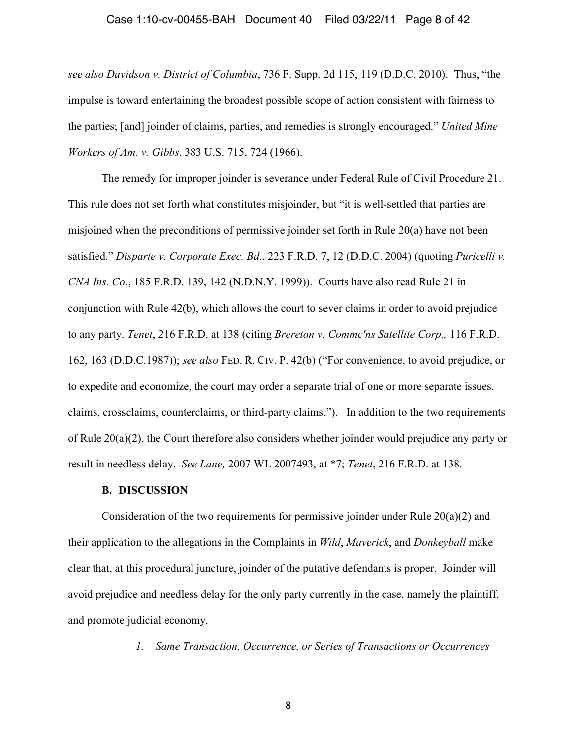*see also Davidson v. District of Columbia*, 736 F. Supp. 2d 115, 119 (D.D.C. 2010). Thus, "the impulse is toward entertaining the broadest possible scope of action consistent with fairness to the parties; [and] joinder of claims, parties, and remedies is strongly encouraged." *United Mine Workers of Am. v. Gibbs*, 383 U.S. 715, 724 (1966).

The remedy for improper joinder is severance under Federal Rule of Civil Procedure 21. This rule does not set forth what constitutes misjoinder, but "it is well-settled that parties are misjoined when the preconditions of permissive joinder set forth in Rule 20(a) have not been satisfied." *Disparte v. Corporate Exec. Bd.*, 223 F.R.D. 7, 12 (D.D.C. 2004) (quoting *Puricelli v. CNA Ins. Co.*, 185 F.R.D. 139, 142 (N.D.N.Y. 1999)). Courts have also read Rule 21 in conjunction with Rule 42(b), which allows the court to sever claims in order to avoid prejudice to any party. *Tenet*, 216 F.R.D. at 138 (citing *Brereton v. Commc'ns Satellite Corp.,* 116 F.R.D. 162, 163 (D.D.C.1987)); *see also* FED. R. CIV. P. 42(b) ("For convenience, to avoid prejudice, or to expedite and economize, the court may order a separate trial of one or more separate issues, claims, crossclaims, counterclaims, or third-party claims."). In addition to the two requirements of Rule 20(a)(2), the Court therefore also considers whether joinder would prejudice any party or result in needless delay. *See Lane,* 2007 WL 2007493, at *7; *Tenet*, 216 F.R.D. at 138.

### B. DISCUSSION

Consideration of the two requirements for permissive joinder under Rule 20(a)(2) and their application to the allegations in the Complaints in *Wild*, *Maverick*, and *Donkeyball* make clear that, at this procedural juncture, joinder of the putative defendants is proper. Joinder will avoid prejudice and needless delay for the only party currently in the case, namely the plaintiff, and promote judicial economy.

#### *1. Same Transaction, Occurrence, or Series of Transactions or Occurrences*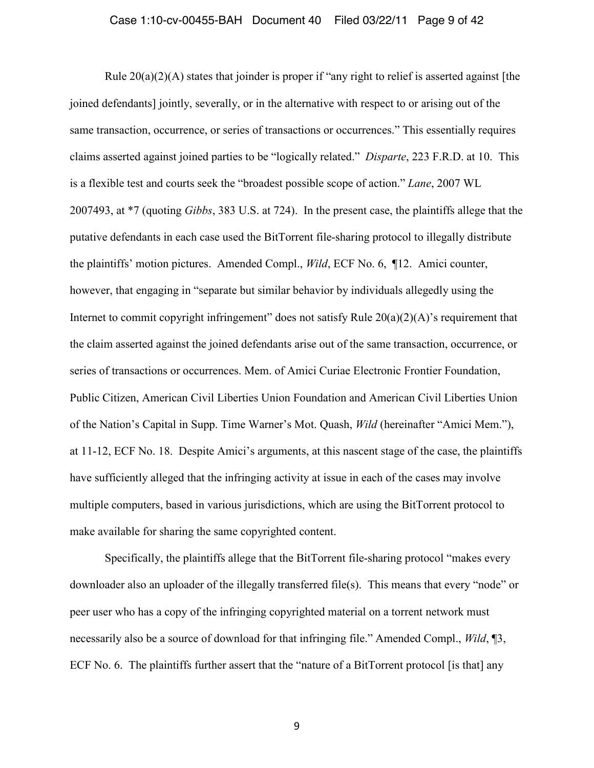Rule 20(a)(2)(A) states that joinder is proper if "any right to relief is asserted against [the joined defendants] jointly, severally, or in the alternative with respect to or arising out of the same transaction, occurrence, or series of transactions or occurrences." This essentially requires claims asserted against joined parties to be "logically related." *Disparte*, 223 F.R.D. at 10. This is a flexible test and courts seek the "broadest possible scope of action." *Lane*, 2007 WL 2007493, at *7 (quoting *Gibbs*, 383 U.S. at 724). In the present case, the plaintiffs allege that the putative defendants in each case used the BitTorrent file-sharing protocol to illegally distribute the plaintiffs' motion pictures. Amended Compl., *Wild*, ECF No. 6, ¶12. Amici counter, however, that engaging in "separate but similar behavior by individuals allegedly using the Internet to commit copyright infringement" does not satisfy Rule 20(a)(2)(A)'s requirement that the claim asserted against the joined defendants arise out of the same transaction, occurrence, or series of transactions or occurrences. Mem. of Amici Curiae Electronic Frontier Foundation, Public Citizen, American Civil Liberties Union Foundation and American Civil Liberties Union of the Nation's Capital in Supp. Time Warner's Mot. Quash, *Wild* (hereinafter "Amici Mem."), at 11-12, ECF No. 18. Despite Amici's arguments, at this nascent stage of the case, the plaintiffs have sufficiently alleged that the infringing activity at issue in each of the cases may involve multiple computers, based in various jurisdictions, which are using the BitTorrent protocol to make available for sharing the same copyrighted content.

Specifically, the plaintiffs allege that the BitTorrent file-sharing protocol "makes every downloader also an uploader of the illegally transferred file(s). This means that every "node" or peer user who has a copy of the infringing copyrighted material on a torrent network must necessarily also be a source of download for that infringing file." Amended Compl., *Wild*, ¶3, ECF No. 6. The plaintiffs further assert that the "nature of a BitTorrent protocol [is that] any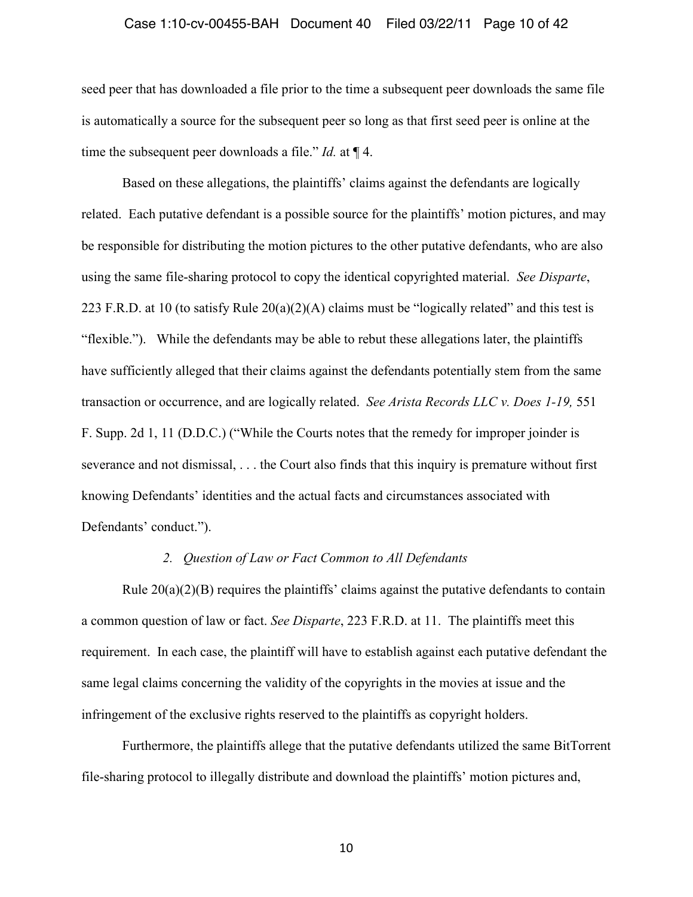seed peer that has downloaded a file prior to the time a subsequent peer downloads the same file is automatically a source for the subsequent peer so long as that first seed peer is online at the time the subsequent peer downloads a file." *Id.* at ¶ 4.

Based on these allegations, the plaintiffs' claims against the defendants are logically related. Each putative defendant is a possible source for the plaintiffs' motion pictures, and may be responsible for distributing the motion pictures to the other putative defendants, who are also using the same file-sharing protocol to copy the identical copyrighted material. *See Disparte*, 223 F.R.D. at 10 (to satisfy Rule 20(a)(2)(A) claims must be "logically related" and this test is "flexible."). While the defendants may be able to rebut these allegations later, the plaintiffs have sufficiently alleged that their claims against the defendants potentially stem from the same transaction or occurrence, and are logically related. *See Arista Records LLC v. Does 1-19,* 551 F. Supp. 2d 1, 11 (D.D.C.) ("While the Courts notes that the remedy for improper joinder is severance and not dismissal, . . . the Court also finds that this inquiry is premature without first knowing Defendants' identities and the actual facts and circumstances associated with Defendants' conduct.").

*2. Question of Law or Fact Common to All Defendants*

Rule 20(a)(2)(B) requires the plaintiffs' claims against the putative defendants to contain a common question of law or fact. *See Disparte*, 223 F.R.D. at 11. The plaintiffs meet this requirement. In each case, the plaintiff will have to establish against each putative defendant the same legal claims concerning the validity of the copyrights in the movies at issue and the infringement of the exclusive rights reserved to the plaintiffs as copyright holders.

Furthermore, the plaintiffs allege that the putative defendants utilized the same BitTorrent file-sharing protocol to illegally distribute and download the plaintiffs' motion pictures and,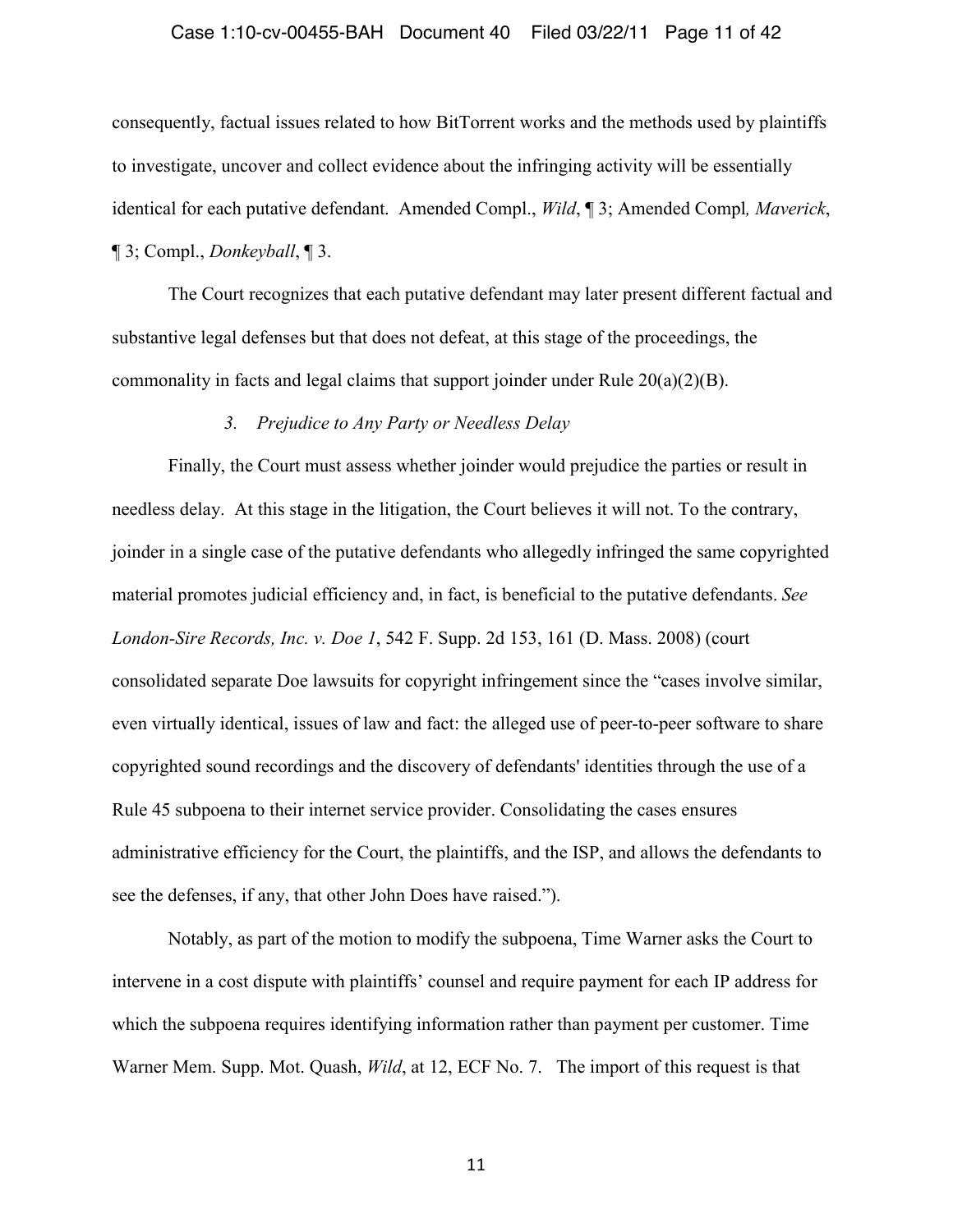consequently, factual issues related to how BitTorrent works and the methods used by plaintiffs to investigate, uncover and collect evidence about the infringing activity will be essentially identical for each putative defendant. Amended Compl., *Wild*, ¶ 3; Amended Compl*, Maverick*, ¶ 3; Compl., *Donkeyball*, ¶ 3.

The Court recognizes that each putative defendant may later present different factual and substantive legal defenses but that does not defeat, at this stage of the proceedings, the commonality in facts and legal claims that support joinder under Rule 20(a)(2)(B).

### *3. Prejudice to Any Party or Needless Delay*

Finally, the Court must assess whether joinder would prejudice the parties or result in needless delay. At this stage in the litigation, the Court believes it will not. To the contrary, joinder in a single case of the putative defendants who allegedly infringed the same copyrighted material promotes judicial efficiency and, in fact, is beneficial to the putative defendants. *See London-Sire Records, Inc. v. Doe 1*, 542 F. Supp. 2d 153, 161 (D. Mass. 2008) (court consolidated separate Doe lawsuits for copyright infringement since the "cases involve similar, even virtually identical, issues of law and fact: the alleged use of peer-to-peer software to share copyrighted sound recordings and the discovery of defendants' identities through the use of a Rule 45 subpoena to their internet service provider. Consolidating the cases ensures administrative efficiency for the Court, the plaintiffs, and the ISP, and allows the defendants to see the defenses, if any, that other John Does have raised.").

Notably, as part of the motion to modify the subpoena, Time Warner asks the Court to intervene in a cost dispute with plaintiffs' counsel and require payment for each IP address for which the subpoena requires identifying information rather than payment per customer. Time Warner Mem. Supp. Mot. Quash, *Wild*, at 12, ECF No. 7. The import of this request is that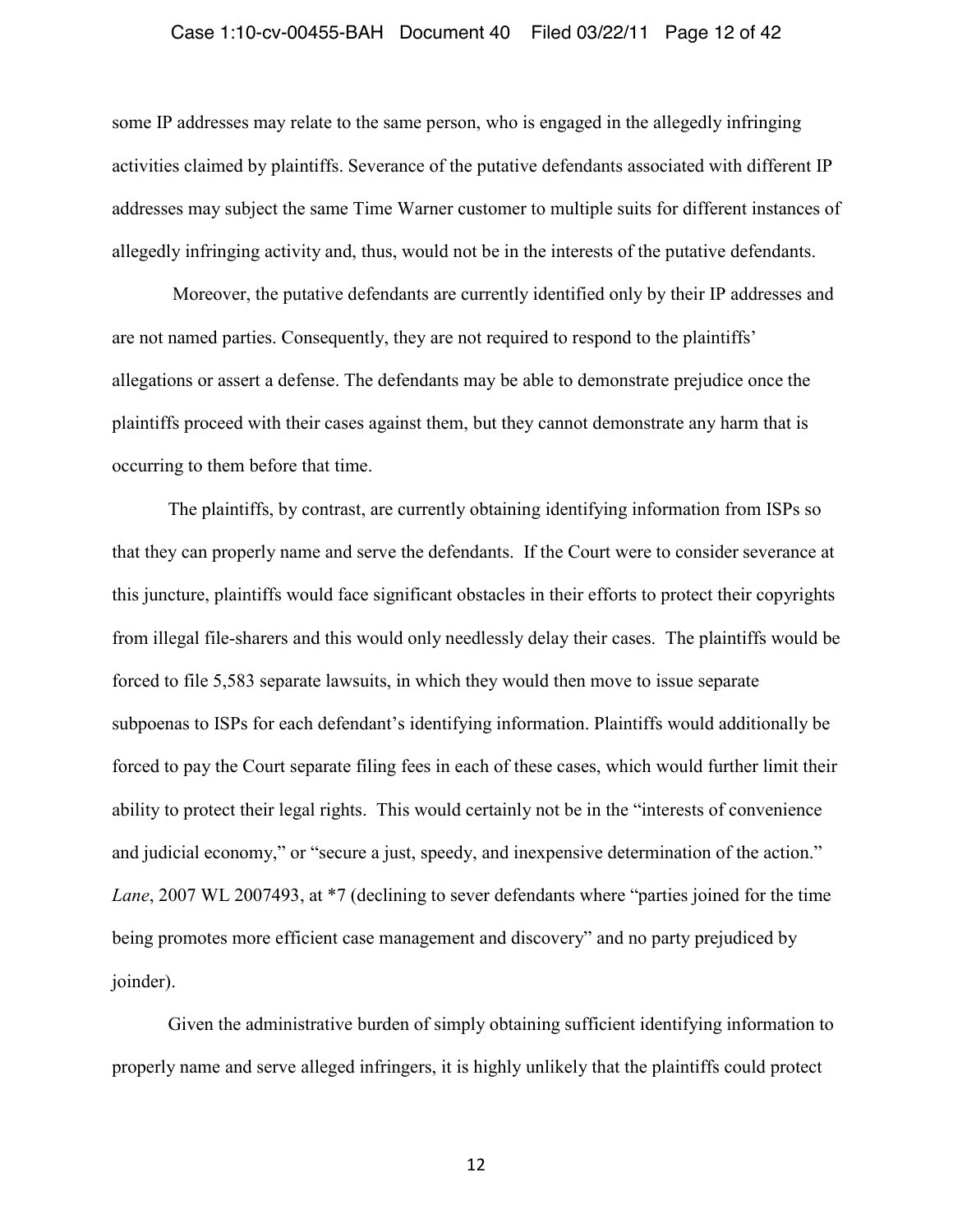some IP addresses may relate to the same person, who is engaged in the allegedly infringing activities claimed by plaintiffs. Severance of the putative defendants associated with different IP addresses may subject the same Time Warner customer to multiple suits for different instances of allegedly infringing activity and, thus, would not be in the interests of the putative defendants.

Moreover, the putative defendants are currently identified only by their IP addresses and are not named parties. Consequently, they are not required to respond to the plaintiffs' allegations or assert a defense. The defendants may be able to demonstrate prejudice once the plaintiffs proceed with their cases against them, but they cannot demonstrate any harm that is occurring to them before that time.

The plaintiffs, by contrast, are currently obtaining identifying information from ISPs so that they can properly name and serve the defendants. If the Court were to consider severance at this juncture, plaintiffs would face significant obstacles in their efforts to protect their copyrights from illegal file-sharers and this would only needlessly delay their cases. The plaintiffs would be forced to file 5,583 separate lawsuits, in which they would then move to issue separate subpoenas to ISPs for each defendant's identifying information. Plaintiffs would additionally be forced to pay the Court separate filing fees in each of these cases, which would further limit their ability to protect their legal rights. This would certainly not be in the "interests of convenience and judicial economy," or "secure a just, speedy, and inexpensive determination of the action." *Lane*, 2007 WL 2007493, at *7 (declining to sever defendants where "parties joined for the time being promotes more efficient case management and discovery" and no party prejudiced by joinder).

Given the administrative burden of simply obtaining sufficient identifying information to properly name and serve alleged infringers, it is highly unlikely that the plaintiffs could protect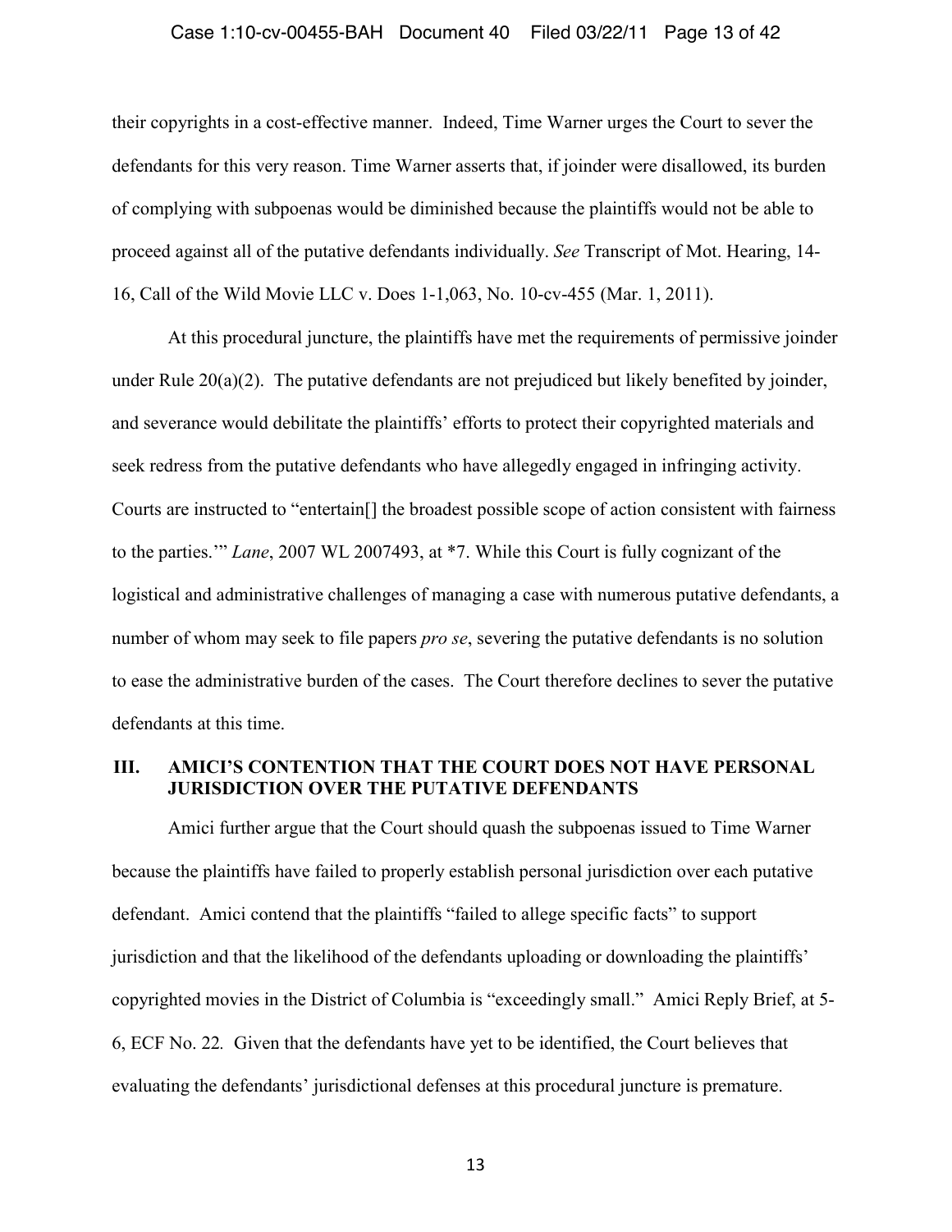their copyrights in a cost-effective manner. Indeed, Time Warner urges the Court to sever the defendants for this very reason. Time Warner asserts that, if joinder were disallowed, its burden of complying with subpoenas would be diminished because the plaintiffs would not be able to proceed against all of the putative defendants individually. *See* Transcript of Mot. Hearing, 14-16, Call of the Wild Movie LLC v. Does 1-1,063, No. 10-cv-455 (Mar. 1, 2011).

At this procedural juncture, the plaintiffs have met the requirements of permissive joinder under Rule 20(a)(2). The putative defendants are not prejudiced but likely benefited by joinder, and severance would debilitate the plaintiffs' efforts to protect their copyrighted materials and seek redress from the putative defendants who have allegedly engaged in infringing activity. Courts are instructed to "entertain[] the broadest possible scope of action consistent with fairness to the parties.'" *Lane*, 2007 WL 2007493, at *7. While this Court is fully cognizant of the logistical and administrative challenges of managing a case with numerous putative defendants, a number of whom may seek to file papers *pro se*, severing the putative defendants is no solution to ease the administrative burden of the cases. The Court therefore declines to sever the putative defendants at this time.

## III. AMICI'S CONTENTION THAT THE COURT DOES NOT HAVE PERSONAL JURISDICTION OVER THE PUTATIVE DEFENDANTS

Amici further argue that the Court should quash the subpoenas issued to Time Warner because the plaintiffs have failed to properly establish personal jurisdiction over each putative defendant. Amici contend that the plaintiffs "failed to allege specific facts" to support jurisdiction and that the likelihood of the defendants uploading or downloading the plaintiffs' copyrighted movies in the District of Columbia is "exceedingly small." Amici Reply Brief, at 5-6, ECF No. 22. Given that the defendants have yet to be identified, the Court believes that evaluating the defendants' jurisdictional defenses at this procedural juncture is premature.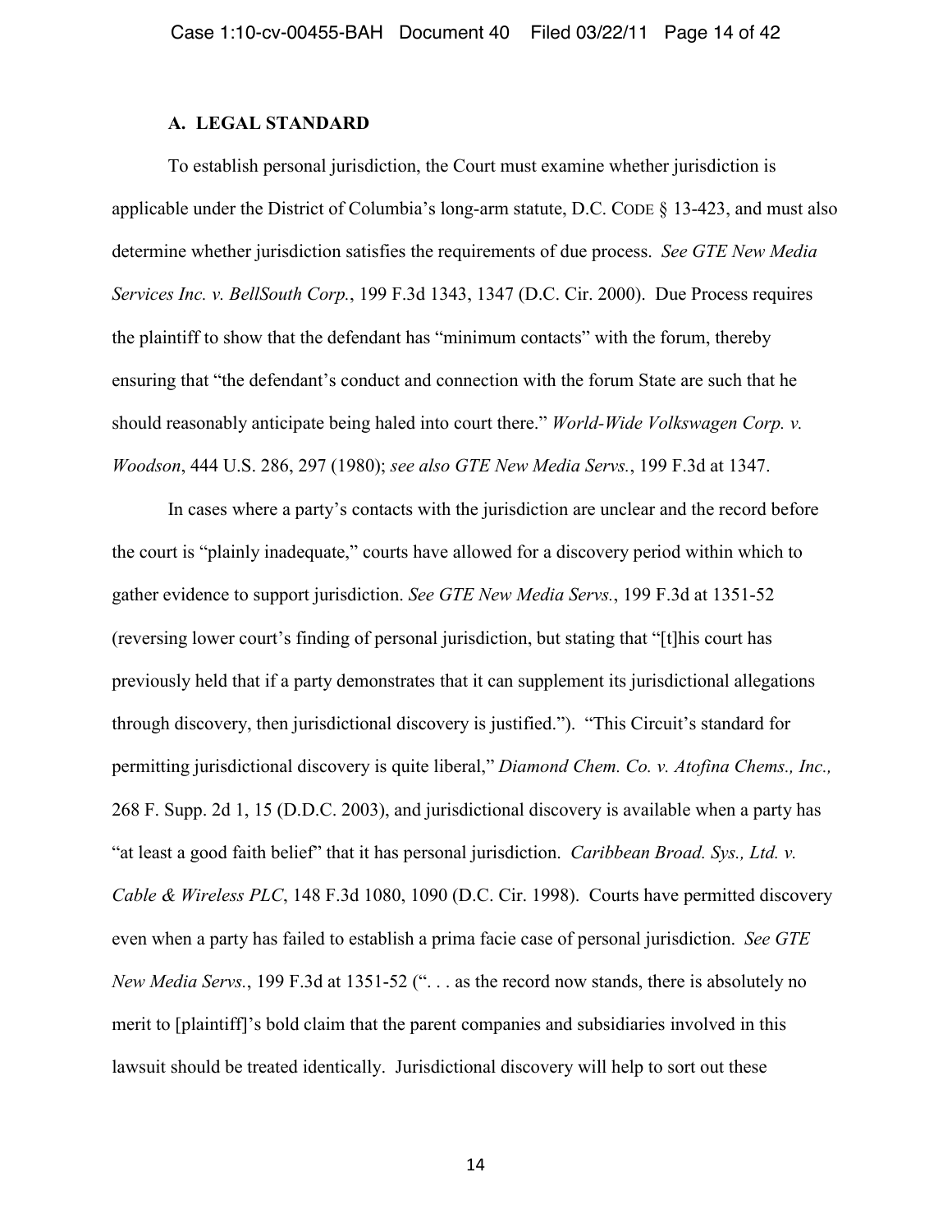### A. LEGAL STANDARD

To establish personal jurisdiction, the Court must examine whether jurisdiction is applicable under the District of Columbia's long-arm statute, D.C. CODE § 13-423, and must also determine whether jurisdiction satisfies the requirements of due process. *See GTE New Media Services Inc. v. BellSouth Corp.*, 199 F.3d 1343, 1347 (D.C. Cir. 2000). Due Process requires the plaintiff to show that the defendant has "minimum contacts" with the forum, thereby ensuring that "the defendant's conduct and connection with the forum State are such that he should reasonably anticipate being haled into court there." *World-Wide Volkswagen Corp. v. Woodson*, 444 U.S. 286, 297 (1980); *see also GTE New Media Servs.*, 199 F.3d at 1347.

In cases where a party's contacts with the jurisdiction are unclear and the record before the court is "plainly inadequate," courts have allowed for a discovery period within which to gather evidence to support jurisdiction. *See GTE New Media Servs.*, 199 F.3d at 1351-52 (reversing lower court's finding of personal jurisdiction, but stating that "[t]his court has previously held that if a party demonstrates that it can supplement its jurisdictional allegations through discovery, then jurisdictional discovery is justified."). "This Circuit's standard for permitting jurisdictional discovery is quite liberal," *Diamond Chem. Co. v. Atofina Chems., Inc.,* 268 F. Supp. 2d 1, 15 (D.D.C. 2003), and jurisdictional discovery is available when a party has "at least a good faith belief" that it has personal jurisdiction. *Caribbean Broad. Sys., Ltd. v. Cable & Wireless PLC*, 148 F.3d 1080, 1090 (D.C. Cir. 1998). Courts have permitted discovery even when a party has failed to establish a prima facie case of personal jurisdiction. *See GTE New Media Servs.*, 199 F.3d at 1351-52 (". . . as the record now stands, there is absolutely no merit to [plaintiff]'s bold claim that the parent companies and subsidiaries involved in this lawsuit should be treated identically. Jurisdictional discovery will help to sort out these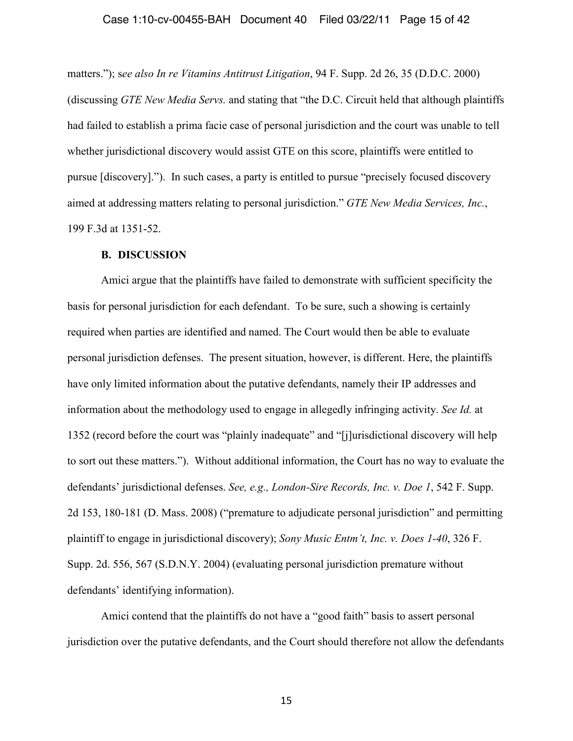matters."); s*ee also In re Vitamins Antitrust Litigation*, 94 F. Supp. 2d 26, 35 (D.D.C. 2000) (discussing *GTE New Media Servs.* and stating that "the D.C. Circuit held that although plaintiffs had failed to establish a prima facie case of personal jurisdiction and the court was unable to tell whether jurisdictional discovery would assist GTE on this score, plaintiffs were entitled to pursue [discovery]."). In such cases, a party is entitled to pursue "precisely focused discovery aimed at addressing matters relating to personal jurisdiction." *GTE New Media Services, Inc.*, 199 F.3d at 1351-52.

**B. DISCUSSION**

Amici argue that the plaintiffs have failed to demonstrate with sufficient specificity the basis for personal jurisdiction for each defendant. To be sure, such a showing is certainly required when parties are identified and named. The Court would then be able to evaluate personal jurisdiction defenses. The present situation, however, is different. Here, the plaintiffs have only limited information about the putative defendants, namely their IP addresses and information about the methodology used to engage in allegedly infringing activity. *See Id.* at 1352 (record before the court was "plainly inadequate" and "[j]urisdictional discovery will help to sort out these matters."). Without additional information, the Court has no way to evaluate the defendants' jurisdictional defenses. *See, e.g., London-Sire Records, Inc. v. Doe 1*, 542 F. Supp. 2d 153, 180-181 (D. Mass. 2008) ("premature to adjudicate personal jurisdiction" and permitting plaintiff to engage in jurisdictional discovery); *Sony Music Entm't, Inc. v. Does 1-40*, 326 F. Supp. 2d. 556, 567 (S.D.N.Y. 2004) (evaluating personal jurisdiction premature without defendants' identifying information).

Amici contend that the plaintiffs do not have a "good faith" basis to assert personal jurisdiction over the putative defendants, and the Court should therefore not allow the defendants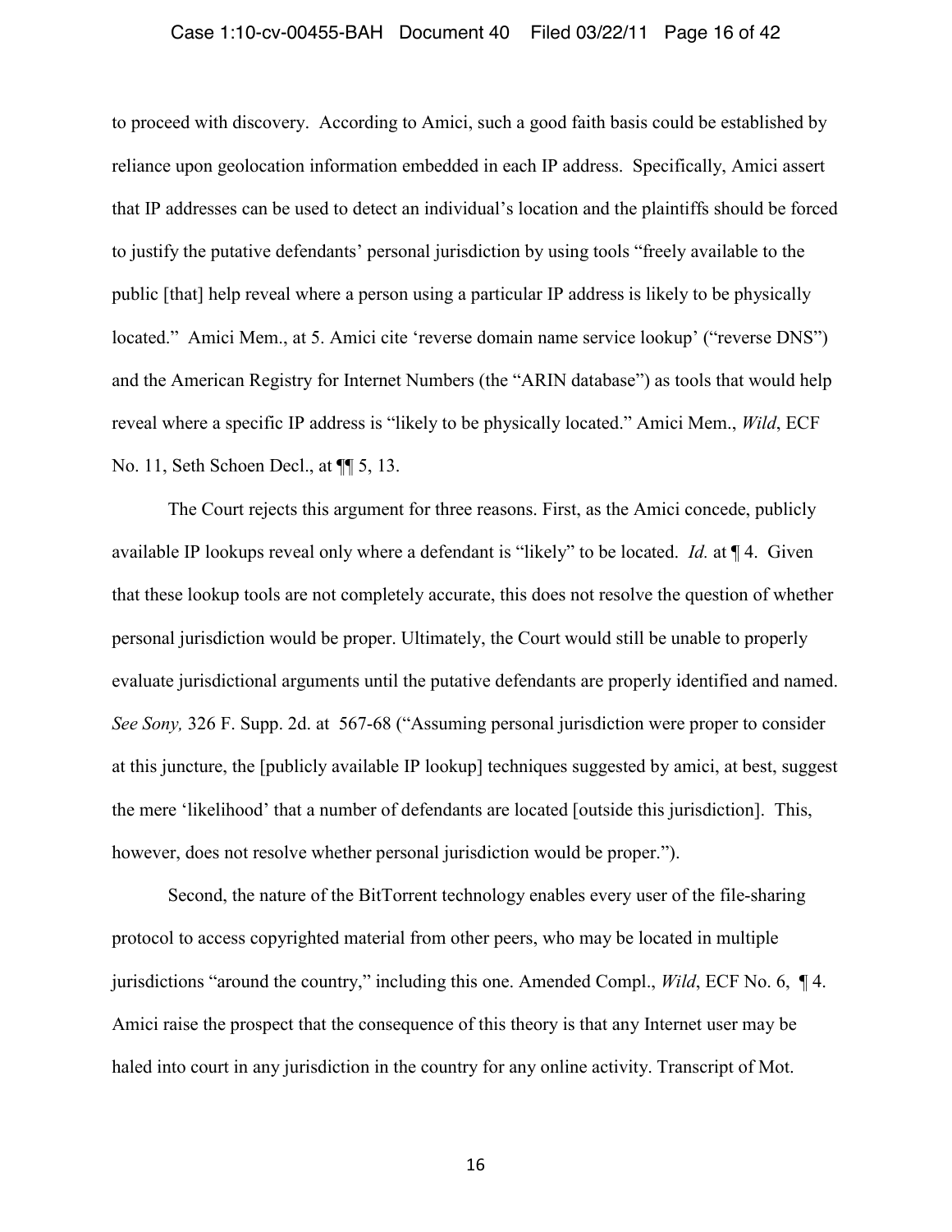to proceed with discovery. According to Amici, such a good faith basis could be established by reliance upon geolocation information embedded in each IP address. Specifically, Amici assert that IP addresses can be used to detect an individual's location and the plaintiffs should be forced to justify the putative defendants' personal jurisdiction by using tools "freely available to the public [that] help reveal where a person using a particular IP address is likely to be physically located." Amici Mem., at 5. Amici cite 'reverse domain name service lookup' ("reverse DNS") and the American Registry for Internet Numbers (the "ARIN database") as tools that would help reveal where a specific IP address is "likely to be physically located." Amici Mem., *Wild*, ECF No. 11, Seth Schoen Decl., at ¶¶ 5, 13.

The Court rejects this argument for three reasons. First, as the Amici concede, publicly available IP lookups reveal only where a defendant is "likely" to be located. *Id.* at ¶ 4. Given that these lookup tools are not completely accurate, this does not resolve the question of whether personal jurisdiction would be proper. Ultimately, the Court would still be unable to properly evaluate jurisdictional arguments until the putative defendants are properly identified and named. *See Sony,* 326 F. Supp. 2d. at 567-68 ("Assuming personal jurisdiction were proper to consider at this juncture, the [publicly available IP lookup] techniques suggested by amici, at best, suggest the mere 'likelihood' that a number of defendants are located [outside this jurisdiction]. This, however, does not resolve whether personal jurisdiction would be proper.").

Second, the nature of the BitTorrent technology enables every user of the file-sharing protocol to access copyrighted material from other peers, who may be located in multiple jurisdictions "around the country," including this one. Amended Compl., *Wild*, ECF No. 6, ¶ 4. Amici raise the prospect that the consequence of this theory is that any Internet user may be haled into court in any jurisdiction in the country for any online activity. Transcript of Mot.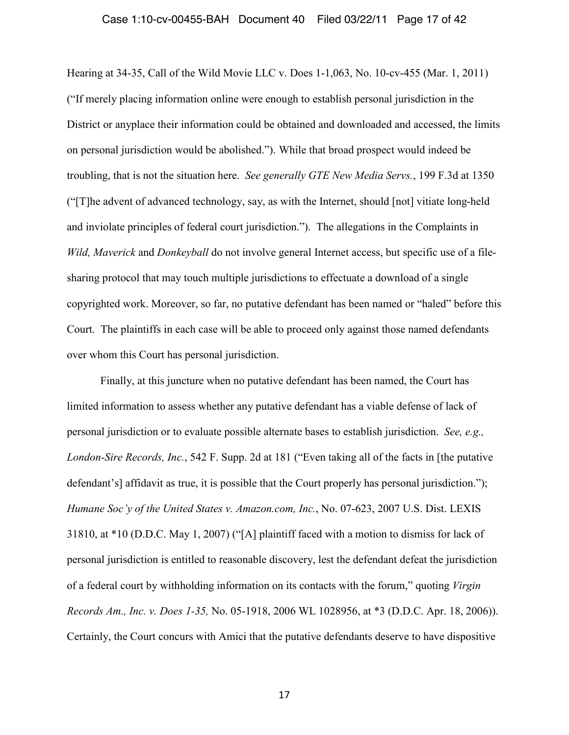Hearing at 34-35, Call of the Wild Movie LLC v. Does 1-1,063, No. 10-cv-455 (Mar. 1, 2011) ("If merely placing information online were enough to establish personal jurisdiction in the District or anyplace their information could be obtained and downloaded and accessed, the limits on personal jurisdiction would be abolished."). While that broad prospect would indeed be troubling, that is not the situation here. *See generally GTE New Media Servs.*, 199 F.3d at 1350 ("[T]he advent of advanced technology, say, as with the Internet, should [not] vitiate long-held and inviolate principles of federal court jurisdiction."). The allegations in the Complaints in *Wild, Maverick* and *Donkeyball* do not involve general Internet access, but specific use of a file-sharing protocol that may touch multiple jurisdictions to effectuate a download of a single copyrighted work. Moreover, so far, no putative defendant has been named or "haled" before this Court. The plaintiffs in each case will be able to proceed only against those named defendants over whom this Court has personal jurisdiction.

Finally, at this juncture when no putative defendant has been named, the Court has limited information to assess whether any putative defendant has a viable defense of lack of personal jurisdiction or to evaluate possible alternate bases to establish jurisdiction. *See, e.g., London-Sire Records, Inc.*, 542 F. Supp. 2d at 181 ("Even taking all of the facts in [the putative defendant's] affidavit as true, it is possible that the Court properly has personal jurisdiction."); *Humane Soc'y of the United States v. Amazon.com, Inc.*, No. 07-623, 2007 U.S. Dist. LEXIS 31810, at *10 (D.D.C. May 1, 2007) ("[A] plaintiff faced with a motion to dismiss for lack of personal jurisdiction is entitled to reasonable discovery, lest the defendant defeat the jurisdiction of a federal court by withholding information on its contacts with the forum," quoting *Virgin Records Am., Inc. v. Does 1-35,* No. 05-1918, 2006 WL 1028956, at *3 (D.D.C. Apr. 18, 2006)). Certainly, the Court concurs with Amici that the putative defendants deserve to have dispositive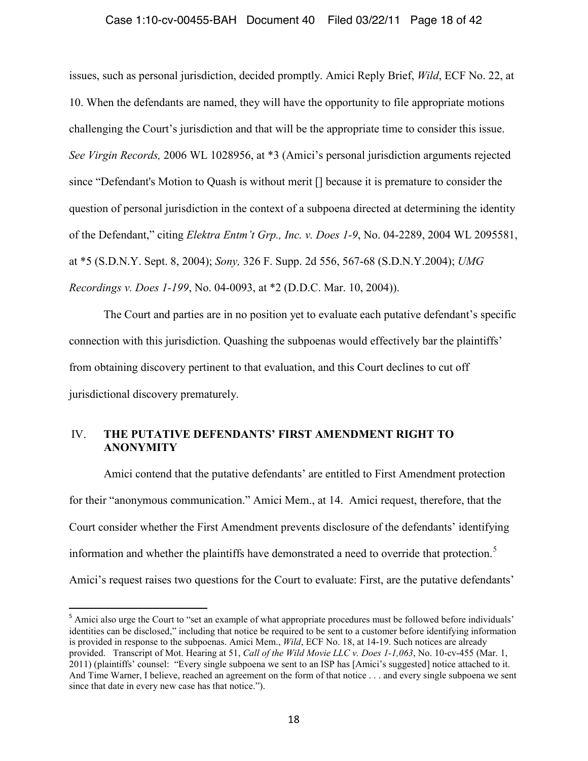issues, such as personal jurisdiction, decided promptly. Amici Reply Brief, *Wild*, ECF No. 22, at 10. When the defendants are named, they will have the opportunity to file appropriate motions challenging the Court's jurisdiction and that will be the appropriate time to consider this issue. *See Virgin Records,* 2006 WL 1028956, at *3 (Amici's personal jurisdiction arguments rejected since "Defendant's Motion to Quash is without merit [] because it is premature to consider the question of personal jurisdiction in the context of a subpoena directed at determining the identity of the Defendant," citing *Elektra Entm't Grp., Inc. v. Does 1-9*, No. 04-2289, 2004 WL 2095581, at *5 (S.D.N.Y. Sept. 8, 2004); *Sony,* 326 F. Supp. 2d 556, 567-68 (S.D.N.Y.2004); *UMG Recordings v. Does 1-199*, No. 04-0093, at *2 (D.D.C. Mar. 10, 2004)).

The Court and parties are in no position yet to evaluate each putative defendant's specific connection with this jurisdiction. Quashing the subpoenas would effectively bar the plaintiffs' from obtaining discovery pertinent to that evaluation, and this Court declines to cut off jurisdictional discovery prematurely.

## IV. THE PUTATIVE DEFENDANTS' FIRST AMENDMENT RIGHT TO ANONYMITY

Amici contend that the putative defendants' are entitled to First Amendment protection for their "anonymous communication." Amici Mem., at 14. Amici request, therefore, that the Court consider whether the First Amendment prevents disclosure of the defendants' identifying information and whether the plaintiffs have demonstrated a need to override that protection.[5] Amici's request raises two questions for the Court to evaluate: First, are the putative defendants'

[5] Amici also urge the Court to "set an example of what appropriate procedures must be followed before individuals' identities can be disclosed," including that notice be required to be sent to a customer before identifying information is provided in response to the subpoenas. Amici Mem., *Wild*, ECF No. 18, at 14-19. Such notices are already provided. Transcript of Mot. Hearing at 51, *Call of the Wild Movie LLC v. Does 1-1,063*, No. 10-cv-455 (Mar. 1, 2011) (plaintiffs' counsel: "Every single subpoena we sent to an ISP has [Amici's suggested] notice attached to it. And Time Warner, I believe, reached an agreement on the form of that notice . . . and every single subpoena we sent since that date in every new case has that notice.").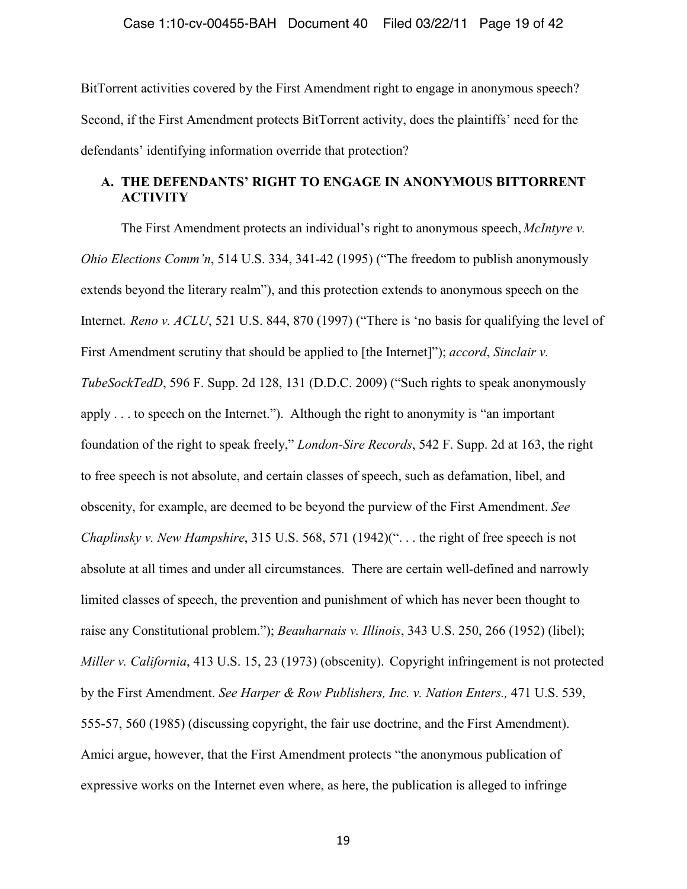BitTorrent activities covered by the First Amendment right to engage in anonymous speech? Second, if the First Amendment protects BitTorrent activity, does the plaintiffs' need for the defendants' identifying information override that protection?

## A. THE DEFENDANTS' RIGHT TO ENGAGE IN ANONYMOUS BITTORRENT ACTIVITY

The First Amendment protects an individual's right to anonymous speech, *McIntyre v. Ohio Elections Comm'n*, 514 U.S. 334, 341-42 (1995) ("The freedom to publish anonymously extends beyond the literary realm"), and this protection extends to anonymous speech on the Internet. *Reno v. ACLU*, 521 U.S. 844, 870 (1997) ("There is 'no basis for qualifying the level of First Amendment scrutiny that should be applied to [the Internet]"); *accord*, *Sinclair v. TubeSockTedD*, 596 F. Supp. 2d 128, 131 (D.D.C. 2009) ("Such rights to speak anonymously apply . . . to speech on the Internet."). Although the right to anonymity is "an important foundation of the right to speak freely," *London-Sire Records*, 542 F. Supp. 2d at 163, the right to free speech is not absolute, and certain classes of speech, such as defamation, libel, and obscenity, for example, are deemed to be beyond the purview of the First Amendment. *See Chaplinsky v. New Hampshire*, 315 U.S. 568, 571 (1942)(". . . the right of free speech is not absolute at all times and under all circumstances. There are certain well-defined and narrowly limited classes of speech, the prevention and punishment of which has never been thought to raise any Constitutional problem."); *Beauharnais v. Illinois*, 343 U.S. 250, 266 (1952) (libel); *Miller v. California*, 413 U.S. 15, 23 (1973) (obscenity). Copyright infringement is not protected by the First Amendment. *See Harper & Row Publishers, Inc. v. Nation Enters.,* 471 U.S. 539, 555-57, 560 (1985) (discussing copyright, the fair use doctrine, and the First Amendment). Amici argue, however, that the First Amendment protects "the anonymous publication of expressive works on the Internet even where, as here, the publication is alleged to infringe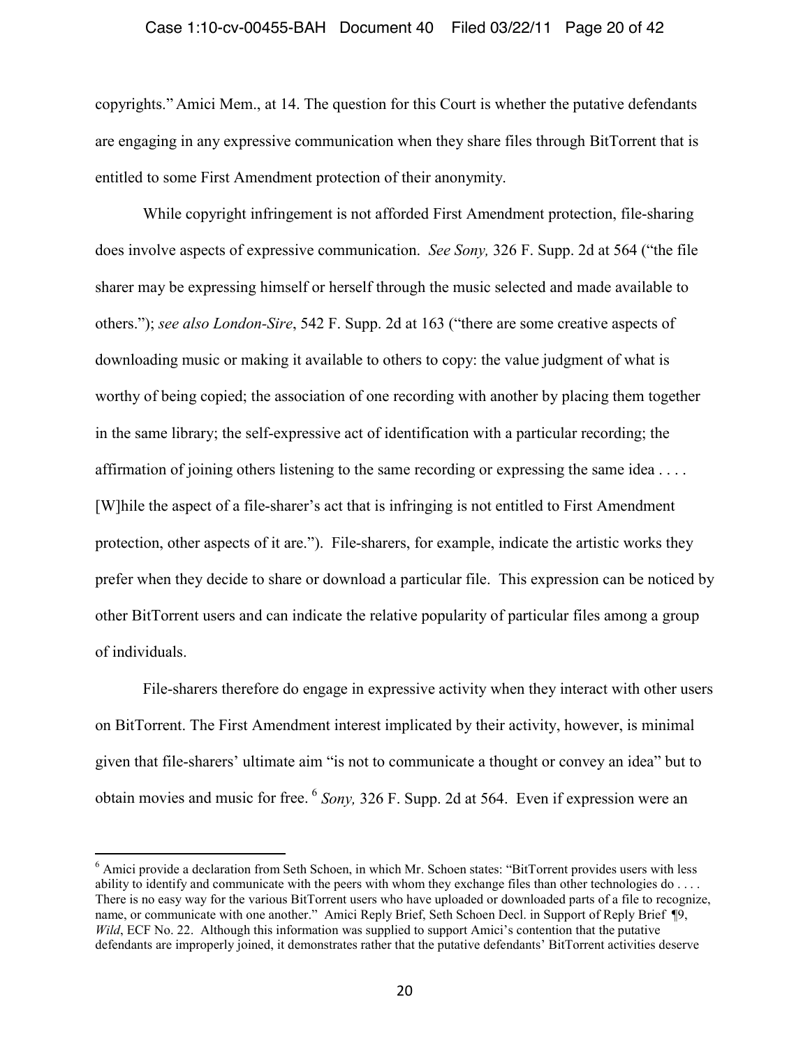copyrights." Amici Mem., at 14. The question for this Court is whether the putative defendants are engaging in any expressive communication when they share files through BitTorrent that is entitled to some First Amendment protection of their anonymity.

While copyright infringement is not afforded First Amendment protection, file-sharing does involve aspects of expressive communication. *See Sony,* 326 F. Supp. 2d at 564 ("the file sharer may be expressing himself or herself through the music selected and made available to others."); *see also London-Sire*, 542 F. Supp. 2d at 163 ("there are some creative aspects of downloading music or making it available to others to copy: the value judgment of what is worthy of being copied; the association of one recording with another by placing them together in the same library; the self-expressive act of identification with a particular recording; the affirmation of joining others listening to the same recording or expressing the same idea . . . . [W]hile the aspect of a file-sharer's act that is infringing is not entitled to First Amendment protection, other aspects of it are."). File-sharers, for example, indicate the artistic works they prefer when they decide to share or download a particular file. This expression can be noticed by other BitTorrent users and can indicate the relative popularity of particular files among a group of individuals.

File-sharers therefore do engage in expressive activity when they interact with other users on BitTorrent. The First Amendment interest implicated by their activity, however, is minimal given that file-sharers' ultimate aim "is not to communicate a thought or convey an idea" but to obtain movies and music for free.[6] *Sony,* 326 F. Supp. 2d at 564. Even if expression were an

---

[6] Amici provide a declaration from Seth Schoen, in which Mr. Schoen states: "BitTorrent provides users with less ability to identify and communicate with the peers with whom they exchange files than other technologies do . . . . There is no easy way for the various BitTorrent users who have uploaded or downloaded parts of a file to recognize, name, or communicate with one another." Amici Reply Brief, Seth Schoen Decl. in Support of Reply Brief ¶9, *Wild*, ECF No. 22. Although this information was supplied to support Amici's contention that the putative defendants are improperly joined, it demonstrates rather that the putative defendants' BitTorrent activities deserve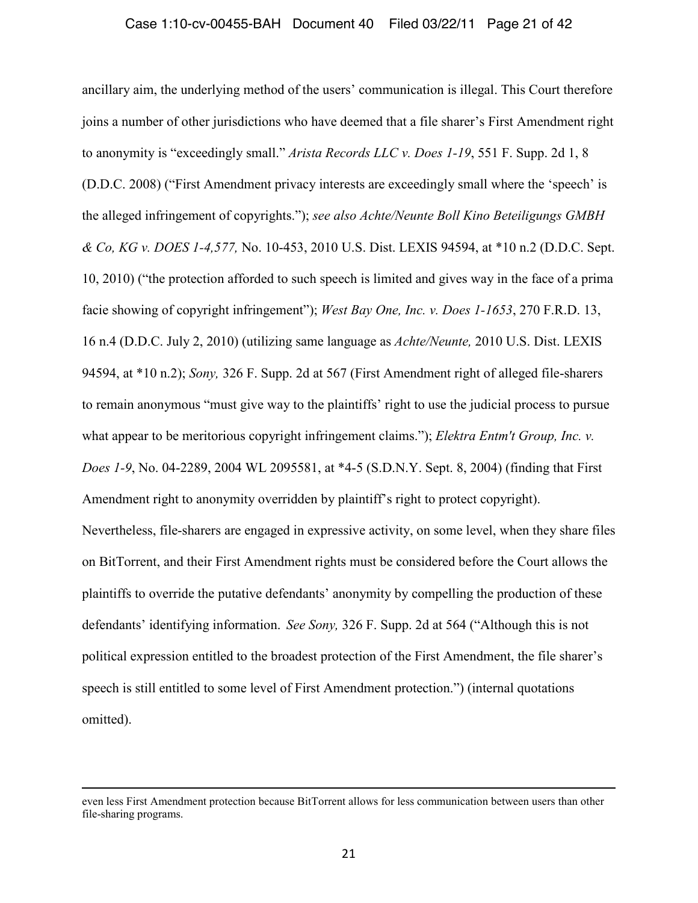ancillary aim, the underlying method of the users' communication is illegal. This Court therefore joins a number of other jurisdictions who have deemed that a file sharer's First Amendment right to anonymity is "exceedingly small." *Arista Records LLC v. Does 1-19*, 551 F. Supp. 2d 1, 8 (D.D.C. 2008) ("First Amendment privacy interests are exceedingly small where the 'speech' is the alleged infringement of copyrights."); *see also Achte/Neunte Boll Kino Beteiligungs GMBH & Co, KG v. DOES 1-4,577,* No. 10-453, 2010 U.S. Dist. LEXIS 94594, at *10 n.2 (D.D.C. Sept. 10, 2010) ("the protection afforded to such speech is limited and gives way in the face of a prima facie showing of copyright infringement"); *West Bay One, Inc. v. Does 1-1653*, 270 F.R.D. 13, 16 n.4 (D.D.C. July 2, 2010) (utilizing same language as *Achte/Neunte,* 2010 U.S. Dist. LEXIS 94594, at *10 n.2); *Sony,* 326 F. Supp. 2d at 567 (First Amendment right of alleged file-sharers to remain anonymous "must give way to the plaintiffs' right to use the judicial process to pursue what appear to be meritorious copyright infringement claims."); *Elektra Entm't Group, Inc. v. Does 1-9*, No. 04-2289, 2004 WL 2095581, at *4-5 (S.D.N.Y. Sept. 8, 2004) (finding that First Amendment right to anonymity overridden by plaintiff's right to protect copyright). Nevertheless, file-sharers are engaged in expressive activity, on some level, when they share files on BitTorrent, and their First Amendment rights must be considered before the Court allows the plaintiffs to override the putative defendants' anonymity by compelling the production of these defendants' identifying information. *See Sony,* 326 F. Supp. 2d at 564 ("Although this is not political expression entitled to the broadest protection of the First Amendment, the file sharer's speech is still entitled to some level of First Amendment protection.") (internal quotations omitted).

---

even less First Amendment protection because BitTorrent allows for less communication between users than other file-sharing programs.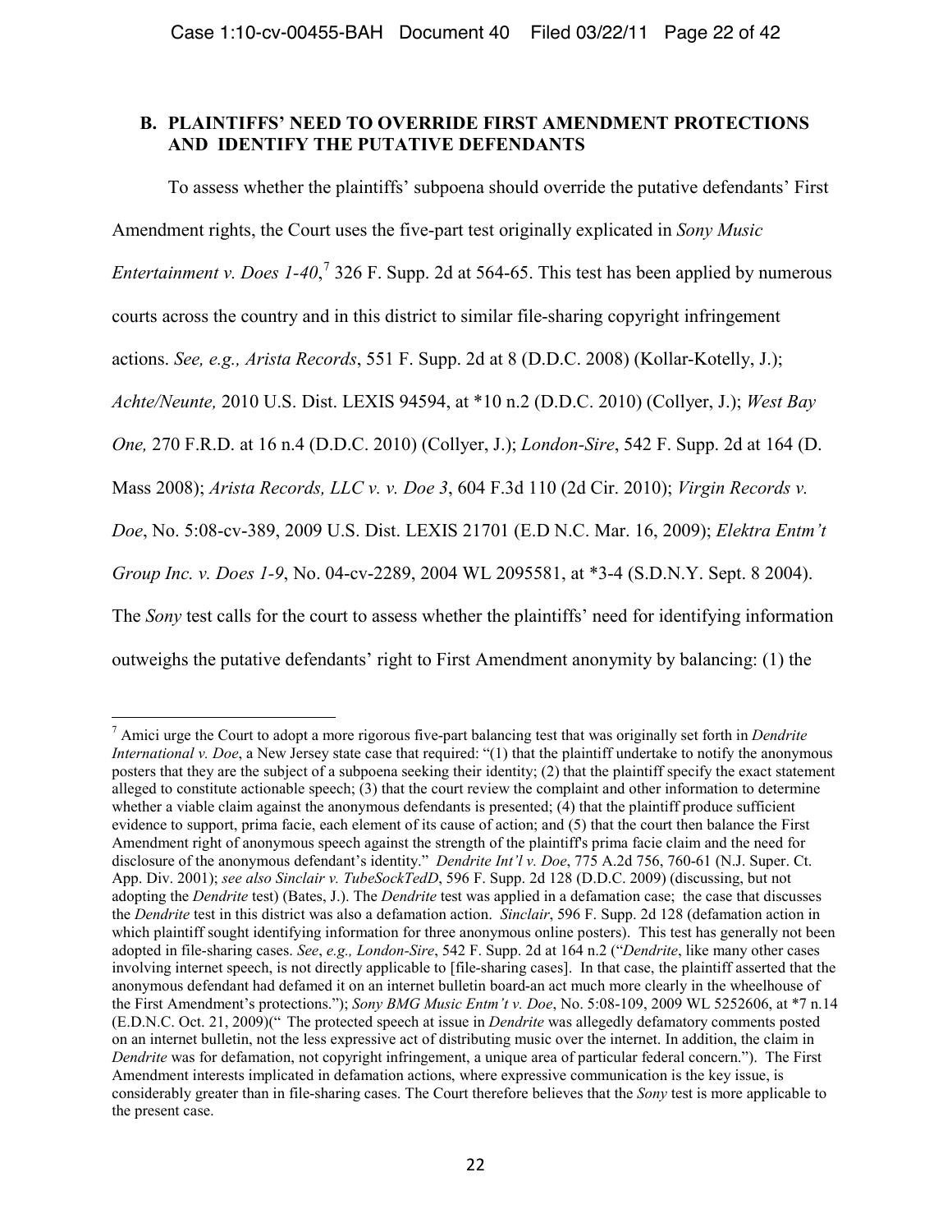### B. PLAINTIFFS' NEED TO OVERRIDE FIRST AMENDMENT PROTECTIONS AND IDENTIFY THE PUTATIVE DEFENDANTS

To assess whether the plaintiffs' subpoena should override the putative defendants' First Amendment rights, the Court uses the five-part test originally explicated in *Sony Music Entertainment v. Does 1-40*,[7] 326 F. Supp. 2d at 564-65. This test has been applied by numerous courts across the country and in this district to similar file-sharing copyright infringement actions. *See, e.g., Arista Records*, 551 F. Supp. 2d at 8 (D.D.C. 2008) (Kollar-Kotelly, J.); *Achte/Neunte,* 2010 U.S. Dist. LEXIS 94594, at *10 n.2 (D.D.C. 2010) (Collyer, J.); *West Bay One,* 270 F.R.D. at 16 n.4 (D.D.C. 2010) (Collyer, J.); *London-Sire*, 542 F. Supp. 2d at 164 (D. Mass 2008); *Arista Records, LLC v. v. Doe 3*, 604 F.3d 110 (2d Cir. 2010); *Virgin Records v. Doe*, No. 5:08-cv-389, 2009 U.S. Dist. LEXIS 21701 (E.D N.C. Mar. 16, 2009); *Elektra Entm't Group Inc. v. Does 1-9*, No. 04-cv-2289, 2004 WL 2095581, at *3-4 (S.D.N.Y. Sept. 8 2004). The *Sony* test calls for the court to assess whether the plaintiffs' need for identifying information outweighs the putative defendants' right to First Amendment anonymity by balancing: (1) the

---

[7] Amici urge the Court to adopt a more rigorous five-part balancing test that was originally set forth in *Dendrite International v. Doe*, a New Jersey state case that required: "(1) that the plaintiff undertake to notify the anonymous posters that they are the subject of a subpoena seeking their identity; (2) that the plaintiff specify the exact statement alleged to constitute actionable speech; (3) that the court review the complaint and other information to determine whether a viable claim against the anonymous defendants is presented; (4) that the plaintiff produce sufficient evidence to support, prima facie, each element of its cause of action; and (5) that the court then balance the First Amendment right of anonymous speech against the strength of the plaintiff's prima facie claim and the need for disclosure of the anonymous defendant's identity." *Dendrite Int'l v. Doe*, 775 A.2d 756, 760-61 (N.J. Super. Ct. App. Div. 2001); *see also Sinclair v. TubeSockTedD*, 596 F. Supp. 2d 128 (D.D.C. 2009) (discussing, but not adopting the *Dendrite* test) (Bates, J.). The *Dendrite* test was applied in a defamation case; the case that discusses the *Dendrite* test in this district was also a defamation action. *Sinclair*, 596 F. Supp. 2d 128 (defamation action in which plaintiff sought identifying information for three anonymous online posters). This test has generally not been adopted in file-sharing cases. *See*, *e.g., London-Sire*, 542 F. Supp. 2d at 164 n.2 ("*Dendrite*, like many other cases involving internet speech, is not directly applicable to [file-sharing cases]. In that case, the plaintiff asserted that the anonymous defendant had defamed it on an internet bulletin board-an act much more clearly in the wheelhouse of the First Amendment's protections."); *Sony BMG Music Entm't v. Doe*, No. 5:08-109, 2009 WL 5252606, at *7 n.14 (E.D.N.C. Oct. 21, 2009)(" The protected speech at issue in *Dendrite* was allegedly defamatory comments posted on an internet bulletin, not the less expressive act of distributing music over the internet. In addition, the claim in *Dendrite* was for defamation, not copyright infringement, a unique area of particular federal concern."). The First Amendment interests implicated in defamation actions, where expressive communication is the key issue, is considerably greater than in file-sharing cases. The Court therefore believes that the *Sony* test is more applicable to the present case.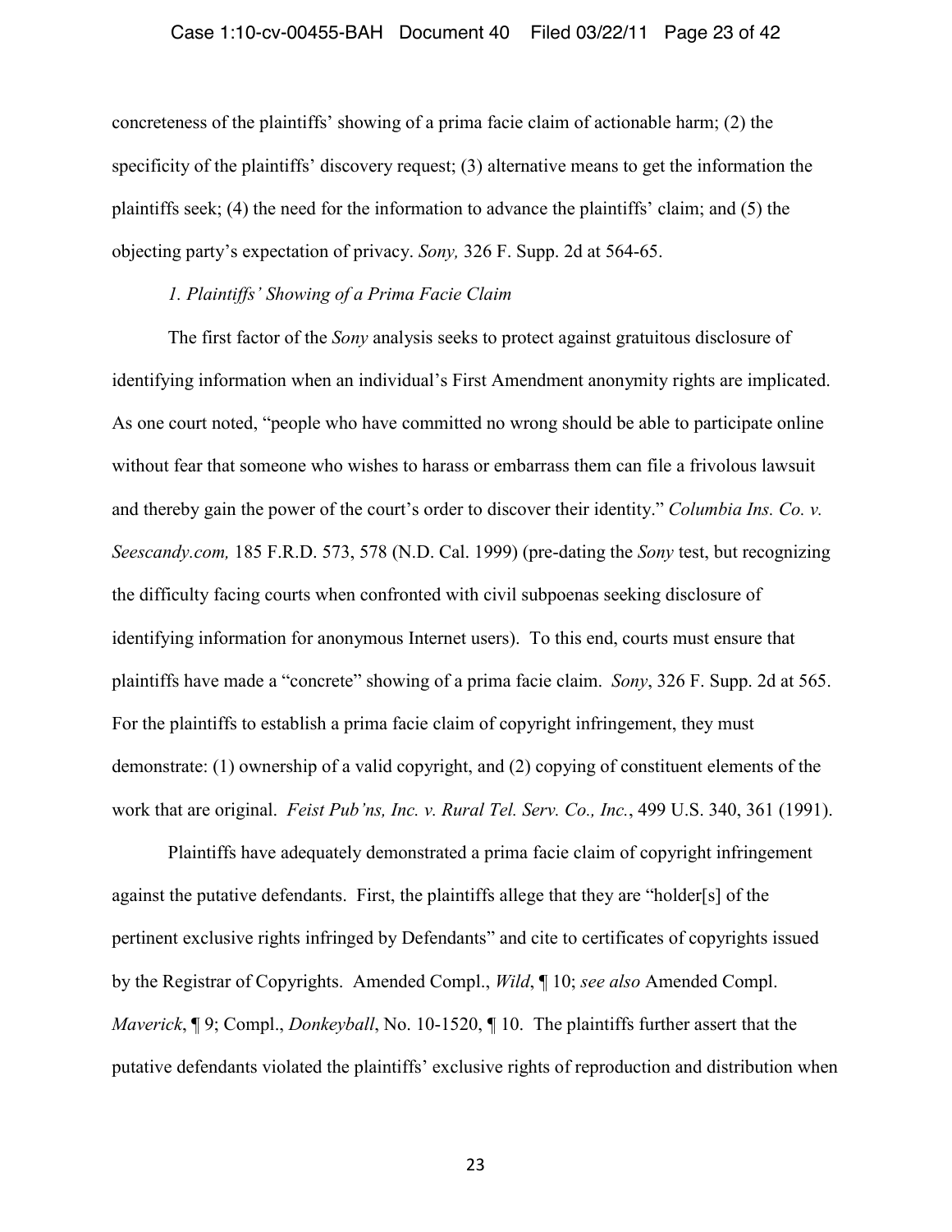concreteness of the plaintiffs' showing of a prima facie claim of actionable harm; (2) the specificity of the plaintiffs' discovery request; (3) alternative means to get the information the plaintiffs seek; (4) the need for the information to advance the plaintiffs' claim; and (5) the objecting party's expectation of privacy. *Sony,* 326 F. Supp. 2d at 564-65.

*1. Plaintiffs' Showing of a Prima Facie Claim*

The first factor of the *Sony* analysis seeks to protect against gratuitous disclosure of identifying information when an individual's First Amendment anonymity rights are implicated. As one court noted, "people who have committed no wrong should be able to participate online without fear that someone who wishes to harass or embarrass them can file a frivolous lawsuit and thereby gain the power of the court's order to discover their identity." *Columbia Ins. Co. v. Seescandy.com,* 185 F.R.D. 573, 578 (N.D. Cal. 1999) (pre-dating the *Sony* test, but recognizing the difficulty facing courts when confronted with civil subpoenas seeking disclosure of identifying information for anonymous Internet users). To this end, courts must ensure that plaintiffs have made a "concrete" showing of a prima facie claim. *Sony*, 326 F. Supp. 2d at 565. For the plaintiffs to establish a prima facie claim of copyright infringement, they must demonstrate: (1) ownership of a valid copyright, and (2) copying of constituent elements of the work that are original. *Feist Pub'ns, Inc. v. Rural Tel. Serv. Co., Inc.*, 499 U.S. 340, 361 (1991).

Plaintiffs have adequately demonstrated a prima facie claim of copyright infringement against the putative defendants. First, the plaintiffs allege that they are "holder[s] of the pertinent exclusive rights infringed by Defendants" and cite to certificates of copyrights issued by the Registrar of Copyrights. Amended Compl., *Wild*, ¶ 10; *see also* Amended Compl. *Maverick*, ¶ 9; Compl., *Donkeyball*, No. 10-1520, ¶ 10. The plaintiffs further assert that the putative defendants violated the plaintiffs' exclusive rights of reproduction and distribution when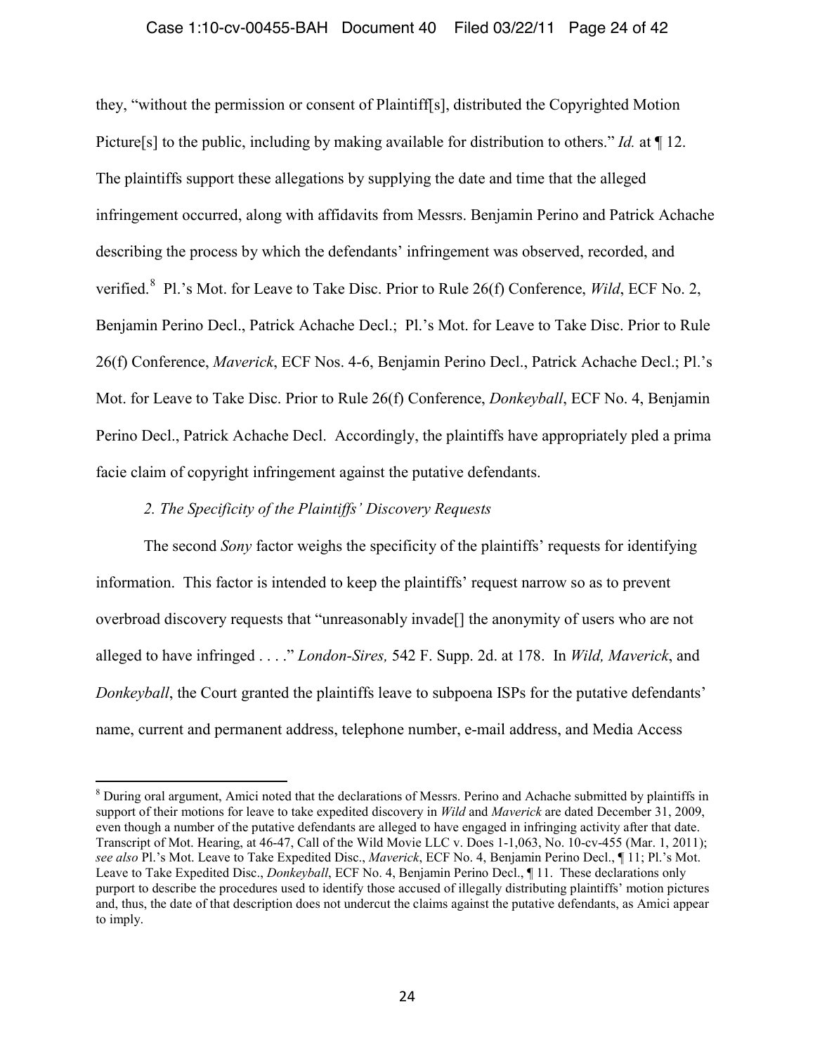they, "without the permission or consent of Plaintiff[s], distributed the Copyrighted Motion Picture[s] to the public, including by making available for distribution to others." *Id.* at ¶ 12. The plaintiffs support these allegations by supplying the date and time that the alleged infringement occurred, along with affidavits from Messrs. Benjamin Perino and Patrick Achache describing the process by which the defendants' infringement was observed, recorded, and verified.[8] Pl.'s Mot. for Leave to Take Disc. Prior to Rule 26(f) Conference, *Wild*, ECF No. 2, Benjamin Perino Decl., Patrick Achache Decl.; Pl.'s Mot. for Leave to Take Disc. Prior to Rule 26(f) Conference, *Maverick*, ECF Nos. 4-6, Benjamin Perino Decl., Patrick Achache Decl.; Pl.'s Mot. for Leave to Take Disc. Prior to Rule 26(f) Conference, *Donkeyball*, ECF No. 4, Benjamin Perino Decl., Patrick Achache Decl. Accordingly, the plaintiffs have appropriately pled a prima facie claim of copyright infringement against the putative defendants.

*2. The Specificity of the Plaintiffs' Discovery Requests*

The second *Sony* factor weighs the specificity of the plaintiffs' requests for identifying information. This factor is intended to keep the plaintiffs' request narrow so as to prevent overbroad discovery requests that "unreasonably invade[] the anonymity of users who are not alleged to have infringed . . . ." *London-Sires,* 542 F. Supp. 2d. at 178. In *Wild, Maverick*, and *Donkeyball*, the Court granted the plaintiffs leave to subpoena ISPs for the putative defendants' name, current and permanent address, telephone number, e-mail address, and Media Access

---

[8] During oral argument, Amici noted that the declarations of Messrs. Perino and Achache submitted by plaintiffs in support of their motions for leave to take expedited discovery in *Wild* and *Maverick* are dated December 31, 2009, even though a number of the putative defendants are alleged to have engaged in infringing activity after that date. Transcript of Mot. Hearing, at 46-47, Call of the Wild Movie LLC v. Does 1-1,063, No. 10-cv-455 (Mar. 1, 2011); *see also* Pl.'s Mot. Leave to Take Expedited Disc., *Maverick*, ECF No. 4, Benjamin Perino Decl., ¶ 11; Pl.'s Mot. Leave to Take Expedited Disc., *Donkeyball*, ECF No. 4, Benjamin Perino Decl., ¶ 11. These declarations only purport to describe the procedures used to identify those accused of illegally distributing plaintiffs' motion pictures and, thus, the date of that description does not undercut the claims against the putative defendants, as Amici appear to imply.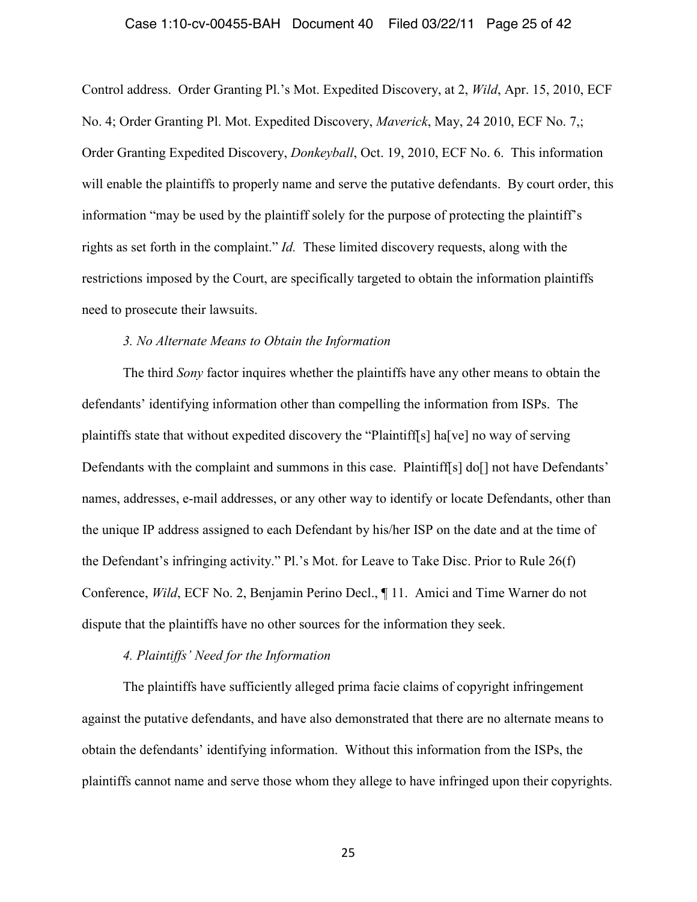Control address. Order Granting Pl.'s Mot. Expedited Discovery, at 2, *Wild*, Apr. 15, 2010, ECF No. 4; Order Granting Pl. Mot. Expedited Discovery, *Maverick*, May, 24 2010, ECF No. 7,; Order Granting Expedited Discovery, *Donkeyball*, Oct. 19, 2010, ECF No. 6. This information will enable the plaintiffs to properly name and serve the putative defendants. By court order, this information "may be used by the plaintiff solely for the purpose of protecting the plaintiff's rights as set forth in the complaint." *Id.* These limited discovery requests, along with the restrictions imposed by the Court, are specifically targeted to obtain the information plaintiffs need to prosecute their lawsuits.

*3. No Alternate Means to Obtain the Information*

The third *Sony* factor inquires whether the plaintiffs have any other means to obtain the defendants' identifying information other than compelling the information from ISPs. The plaintiffs state that without expedited discovery the "Plaintiff[s] ha[ve] no way of serving Defendants with the complaint and summons in this case. Plaintiff[s] do[] not have Defendants' names, addresses, e-mail addresses, or any other way to identify or locate Defendants, other than the unique IP address assigned to each Defendant by his/her ISP on the date and at the time of the Defendant's infringing activity." Pl.'s Mot. for Leave to Take Disc. Prior to Rule 26(f) Conference, *Wild*, ECF No. 2, Benjamin Perino Decl., ¶ 11. Amici and Time Warner do not dispute that the plaintiffs have no other sources for the information they seek.

*4. Plaintiffs' Need for the Information*

The plaintiffs have sufficiently alleged prima facie claims of copyright infringement against the putative defendants, and have also demonstrated that there are no alternate means to obtain the defendants' identifying information. Without this information from the ISPs, the plaintiffs cannot name and serve those whom they allege to have infringed upon their copyrights.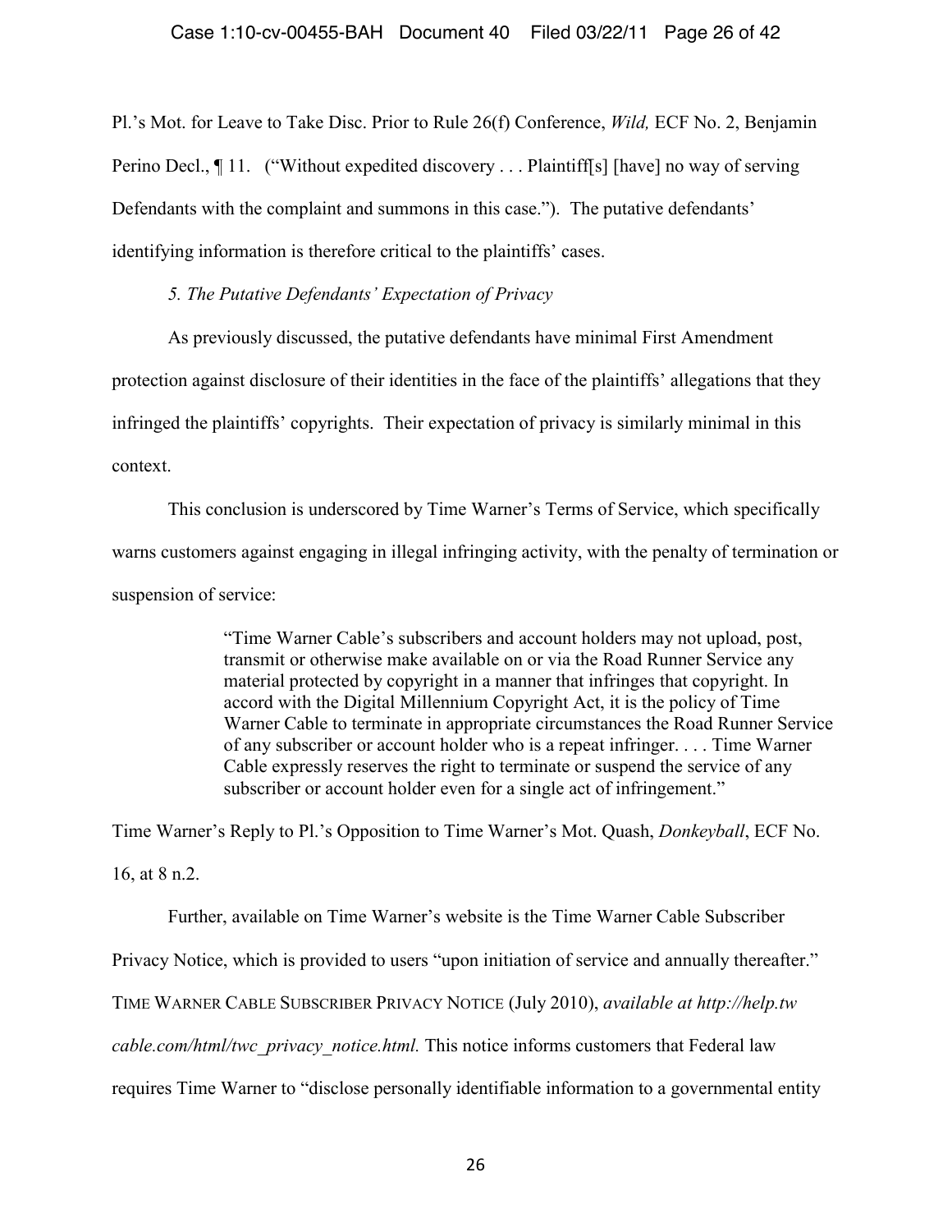Pl.'s Mot. for Leave to Take Disc. Prior to Rule 26(f) Conference, *Wild,* ECF No. 2, Benjamin Perino Decl., ¶ 11. ("Without expedited discovery . . . Plaintiff[s] [have] no way of serving Defendants with the complaint and summons in this case."). The putative defendants' identifying information is therefore critical to the plaintiffs' cases.

*5. The Putative Defendants' Expectation of Privacy*

As previously discussed, the putative defendants have minimal First Amendment protection against disclosure of their identities in the face of the plaintiffs' allegations that they infringed the plaintiffs' copyrights. Their expectation of privacy is similarly minimal in this context.

This conclusion is underscored by Time Warner's Terms of Service, which specifically warns customers against engaging in illegal infringing activity, with the penalty of termination or suspension of service:

> "Time Warner Cable's subscribers and account holders may not upload, post, transmit or otherwise make available on or via the Road Runner Service any material protected by copyright in a manner that infringes that copyright. In accord with the Digital Millennium Copyright Act, it is the policy of Time Warner Cable to terminate in appropriate circumstances the Road Runner Service of any subscriber or account holder who is a repeat infringer. . . . Time Warner Cable expressly reserves the right to terminate or suspend the service of any subscriber or account holder even for a single act of infringement."

Time Warner's Reply to Pl.'s Opposition to Time Warner's Mot. Quash, *Donkeyball*, ECF No. 16, at 8 n.2.

Further, available on Time Warner's website is the Time Warner Cable Subscriber Privacy Notice, which is provided to users "upon initiation of service and annually thereafter." TIME WARNER CABLE SUBSCRIBER PRIVACY NOTICE (July 2010), *available at http://help.twcable.com/html/twc_privacy_notice.html.* This notice informs customers that Federal law requires Time Warner to "disclose personally identifiable information to a governmental entity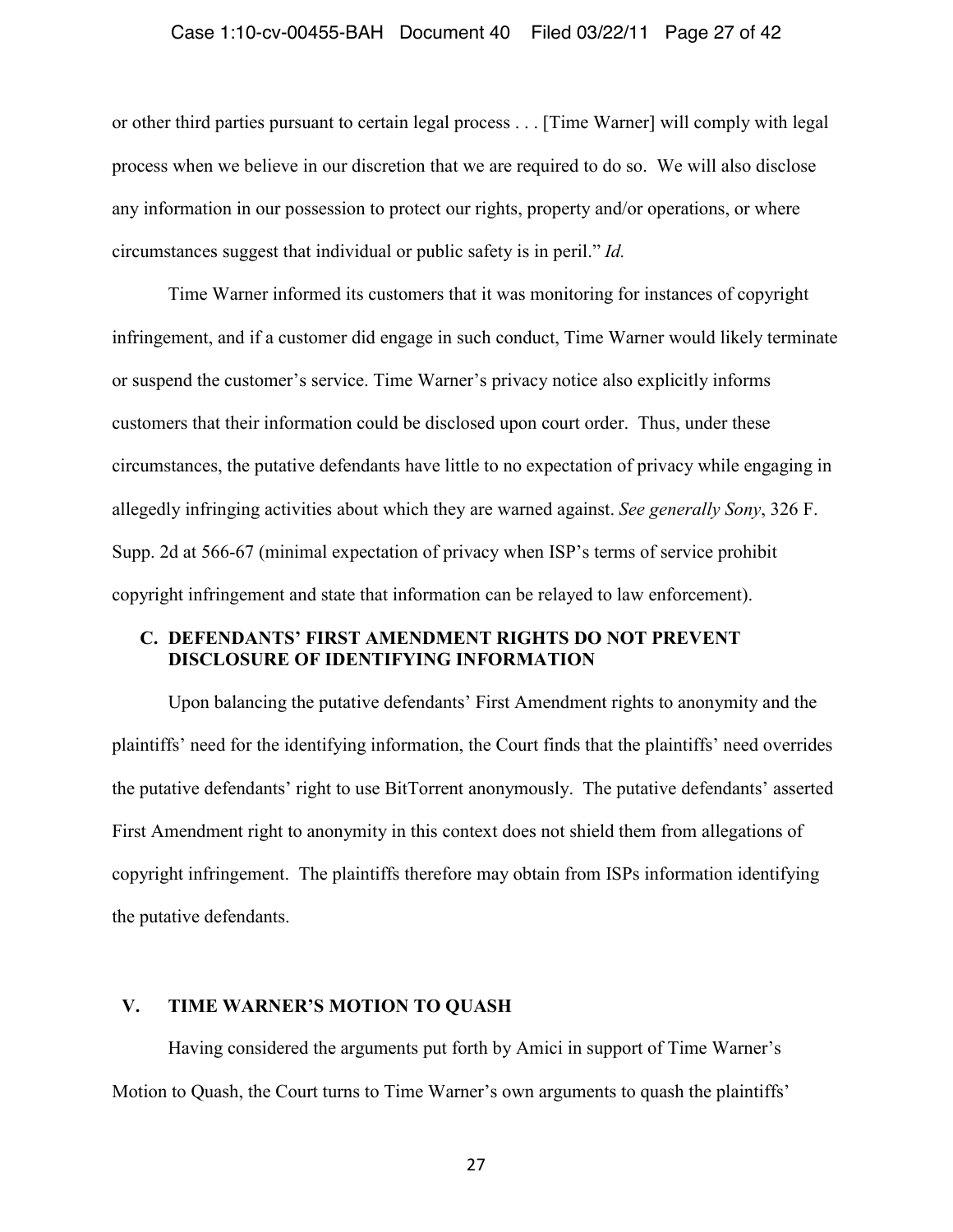or other third parties pursuant to certain legal process . . . [Time Warner] will comply with legal process when we believe in our discretion that we are required to do so. We will also disclose any information in our possession to protect our rights, property and/or operations, or where circumstances suggest that individual or public safety is in peril." *Id.*

Time Warner informed its customers that it was monitoring for instances of copyright infringement, and if a customer did engage in such conduct, Time Warner would likely terminate or suspend the customer's service. Time Warner's privacy notice also explicitly informs customers that their information could be disclosed upon court order. Thus, under these circumstances, the putative defendants have little to no expectation of privacy while engaging in allegedly infringing activities about which they are warned against. *See generally Sony*, 326 F. Supp. 2d at 566-67 (minimal expectation of privacy when ISP's terms of service prohibit copyright infringement and state that information can be relayed to law enforcement).

### C. DEFENDANTS' FIRST AMENDMENT RIGHTS DO NOT PREVENT DISCLOSURE OF IDENTIFYING INFORMATION

Upon balancing the putative defendants' First Amendment rights to anonymity and the plaintiffs' need for the identifying information, the Court finds that the plaintiffs' need overrides the putative defendants' right to use BitTorrent anonymously. The putative defendants' asserted First Amendment right to anonymity in this context does not shield them from allegations of copyright infringement. The plaintiffs therefore may obtain from ISPs information identifying the putative defendants.

## V. TIME WARNER'S MOTION TO QUASH

Having considered the arguments put forth by Amici in support of Time Warner's Motion to Quash, the Court turns to Time Warner's own arguments to quash the plaintiffs'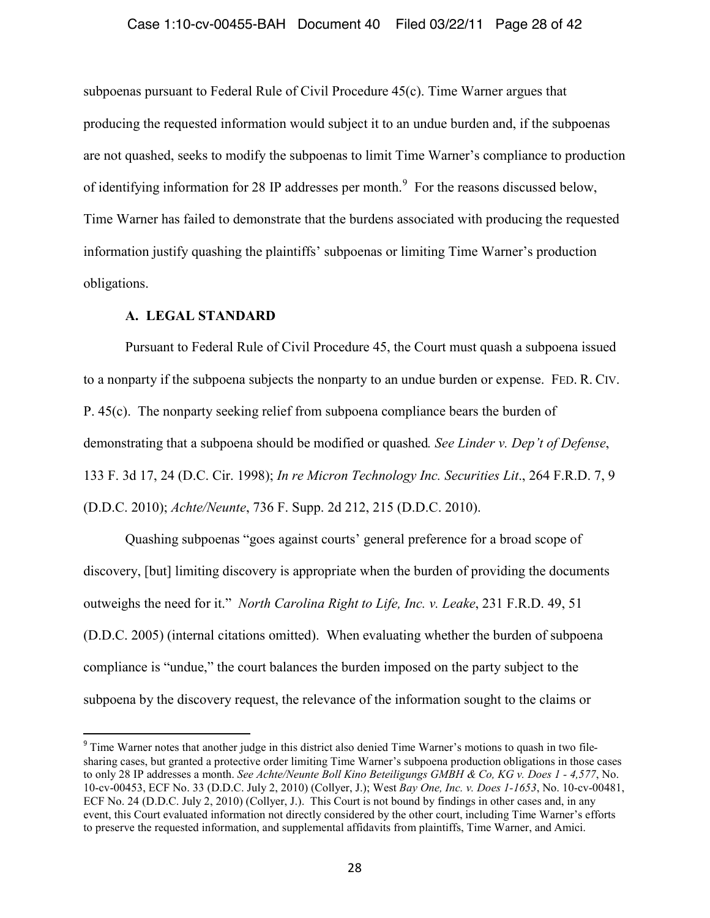subpoenas pursuant to Federal Rule of Civil Procedure 45(c). Time Warner argues that producing the requested information would subject it to an undue burden and, if the subpoenas are not quashed, seeks to modify the subpoenas to limit Time Warner's compliance to production of identifying information for 28 IP addresses per month.[9] For the reasons discussed below, Time Warner has failed to demonstrate that the burdens associated with producing the requested information justify quashing the plaintiffs' subpoenas or limiting Time Warner's production obligations.

### A. LEGAL STANDARD

Pursuant to Federal Rule of Civil Procedure 45, the Court must quash a subpoena issued to a nonparty if the subpoena subjects the nonparty to an undue burden or expense. FED. R. CIV. P. 45(c). The nonparty seeking relief from subpoena compliance bears the burden of demonstrating that a subpoena should be modified or quashed*.* *See Linder v. Dep't of Defense*, 133 F. 3d 17, 24 (D.C. Cir. 1998); *In re Micron Technology Inc. Securities Lit*., 264 F.R.D. 7, 9 (D.D.C. 2010); *Achte/Neunte*, 736 F. Supp. 2d 212, 215 (D.D.C. 2010).

Quashing subpoenas "goes against courts' general preference for a broad scope of discovery, [but] limiting discovery is appropriate when the burden of providing the documents outweighs the need for it." *North Carolina Right to Life, Inc. v. Leake*, 231 F.R.D. 49, 51 (D.D.C. 2005) (internal citations omitted). When evaluating whether the burden of subpoena compliance is "undue," the court balances the burden imposed on the party subject to the subpoena by the discovery request, the relevance of the information sought to the claims or

---

[9] Time Warner notes that another judge in this district also denied Time Warner's motions to quash in two file-sharing cases, but granted a protective order limiting Time Warner's subpoena production obligations in those cases to only 28 IP addresses a month. *See Achte/Neunte Boll Kino Beteiligungs GMBH & Co, KG v. Does 1 - 4,577*, No. 10-cv-00453, ECF No. 33 (D.D.C. July 2, 2010) (Collyer, J.); West *Bay One, Inc. v. Does 1-1653*, No. 10-cv-00481, ECF No. 24 (D.D.C. July 2, 2010) (Collyer, J.). This Court is not bound by findings in other cases and, in any event, this Court evaluated information not directly considered by the other court, including Time Warner's efforts to preserve the requested information, and supplemental affidavits from plaintiffs, Time Warner, and Amici.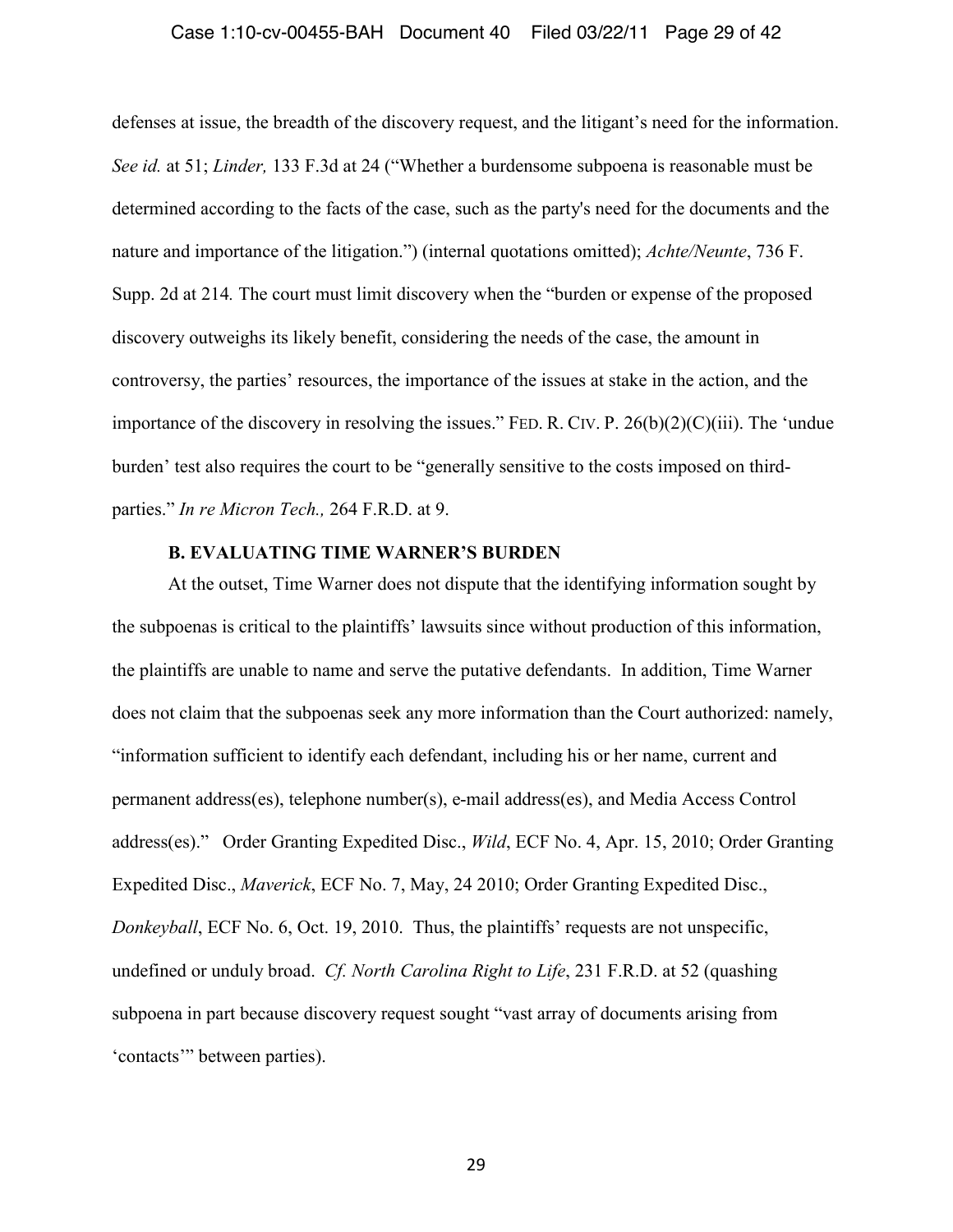defenses at issue, the breadth of the discovery request, and the litigant's need for the information. *See id.* at 51; *Linder,* 133 F.3d at 24 ("Whether a burdensome subpoena is reasonable must be determined according to the facts of the case, such as the party's need for the documents and the nature and importance of the litigation.") (internal quotations omitted); *Achte/Neunte*, 736 F. Supp. 2d at 214*.* The court must limit discovery when the "burden or expense of the proposed discovery outweighs its likely benefit, considering the needs of the case, the amount in controversy, the parties' resources, the importance of the issues at stake in the action, and the importance of the discovery in resolving the issues." FED. R. CIV. P. 26(b)(2)(C)(iii). The 'undue burden' test also requires the court to be "generally sensitive to the costs imposed on third-parties." *In re Micron Tech.,* 264 F.R.D. at 9.

### B. EVALUATING TIME WARNER'S BURDEN

At the outset, Time Warner does not dispute that the identifying information sought by the subpoenas is critical to the plaintiffs' lawsuits since without production of this information, the plaintiffs are unable to name and serve the putative defendants. In addition, Time Warner does not claim that the subpoenas seek any more information than the Court authorized: namely, "information sufficient to identify each defendant, including his or her name, current and permanent address(es), telephone number(s), e-mail address(es), and Media Access Control address(es)." Order Granting Expedited Disc., *Wild*, ECF No. 4, Apr. 15, 2010; Order Granting Expedited Disc., *Maverick*, ECF No. 7, May, 24 2010; Order Granting Expedited Disc., *Donkeyball*, ECF No. 6, Oct. 19, 2010. Thus, the plaintiffs' requests are not unspecific, undefined or unduly broad. *Cf. North Carolina Right to Life*, 231 F.R.D. at 52 (quashing subpoena in part because discovery request sought "vast array of documents arising from 'contacts'" between parties).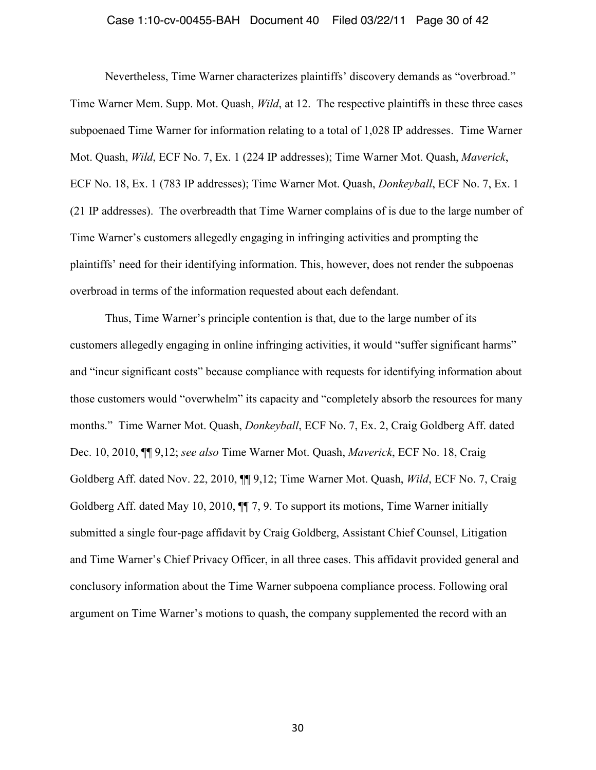Nevertheless, Time Warner characterizes plaintiffs' discovery demands as "overbroad." Time Warner Mem. Supp. Mot. Quash, *Wild*, at 12. The respective plaintiffs in these three cases subpoenaed Time Warner for information relating to a total of 1,028 IP addresses. Time Warner Mot. Quash, *Wild*, ECF No. 7, Ex. 1 (224 IP addresses); Time Warner Mot. Quash, *Maverick*, ECF No. 18, Ex. 1 (783 IP addresses); Time Warner Mot. Quash, *Donkeyball*, ECF No. 7, Ex. 1 (21 IP addresses). The overbreadth that Time Warner complains of is due to the large number of Time Warner's customers allegedly engaging in infringing activities and prompting the plaintiffs' need for their identifying information. This, however, does not render the subpoenas overbroad in terms of the information requested about each defendant.

Thus, Time Warner's principle contention is that, due to the large number of its customers allegedly engaging in online infringing activities, it would "suffer significant harms" and "incur significant costs" because compliance with requests for identifying information about those customers would "overwhelm" its capacity and "completely absorb the resources for many months." Time Warner Mot. Quash, *Donkeyball*, ECF No. 7, Ex. 2, Craig Goldberg Aff. dated Dec. 10, 2010, ¶¶ 9,12; *see also* Time Warner Mot. Quash, *Maverick*, ECF No. 18, Craig Goldberg Aff. dated Nov. 22, 2010, ¶¶ 9,12; Time Warner Mot. Quash, *Wild*, ECF No. 7, Craig Goldberg Aff. dated May 10, 2010, ¶¶ 7, 9. To support its motions, Time Warner initially submitted a single four-page affidavit by Craig Goldberg, Assistant Chief Counsel, Litigation and Time Warner's Chief Privacy Officer, in all three cases. This affidavit provided general and conclusory information about the Time Warner subpoena compliance process. Following oral argument on Time Warner's motions to quash, the company supplemented the record with an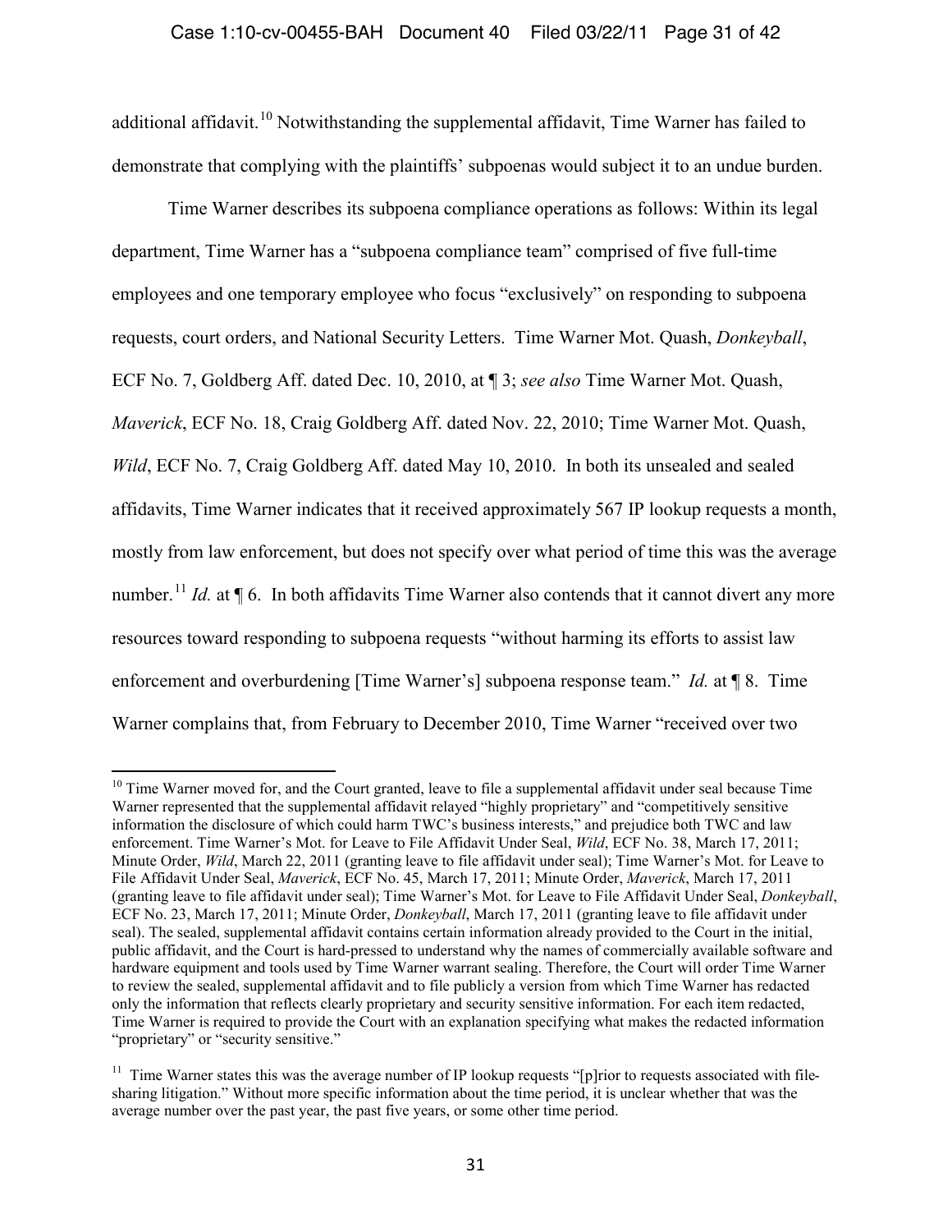additional affidavit.[10] Notwithstanding the supplemental affidavit, Time Warner has failed to demonstrate that complying with the plaintiffs' subpoenas would subject it to an undue burden.

Time Warner describes its subpoena compliance operations as follows: Within its legal department, Time Warner has a "subpoena compliance team" comprised of five full-time employees and one temporary employee who focus "exclusively" on responding to subpoena requests, court orders, and National Security Letters. Time Warner Mot. Quash, *Donkeyball*, ECF No. 7, Goldberg Aff. dated Dec. 10, 2010, at ¶ 3; *see also* Time Warner Mot. Quash, *Maverick*, ECF No. 18, Craig Goldberg Aff. dated Nov. 22, 2010; Time Warner Mot. Quash, *Wild*, ECF No. 7, Craig Goldberg Aff. dated May 10, 2010. In both its unsealed and sealed affidavits, Time Warner indicates that it received approximately 567 IP lookup requests a month, mostly from law enforcement, but does not specify over what period of time this was the average number.[11] *Id.* at ¶ 6. In both affidavits Time Warner also contends that it cannot divert any more resources toward responding to subpoena requests "without harming its efforts to assist law enforcement and overburdening [Time Warner's] subpoena response team." *Id.* at ¶ 8. Time Warner complains that, from February to December 2010, Time Warner "received over two

---

[10] Time Warner moved for, and the Court granted, leave to file a supplemental affidavit under seal because Time Warner represented that the supplemental affidavit relayed "highly proprietary" and "competitively sensitive information the disclosure of which could harm TWC's business interests," and prejudice both TWC and law enforcement. Time Warner's Mot. for Leave to File Affidavit Under Seal, *Wild*, ECF No. 38, March 17, 2011; Minute Order, *Wild*, March 22, 2011 (granting leave to file affidavit under seal); Time Warner's Mot. for Leave to File Affidavit Under Seal, *Maverick*, ECF No. 45, March 17, 2011; Minute Order, *Maverick*, March 17, 2011 (granting leave to file affidavit under seal); Time Warner's Mot. for Leave to File Affidavit Under Seal, *Donkeyball*, ECF No. 23, March 17, 2011; Minute Order, *Donkeyball*, March 17, 2011 (granting leave to file affidavit under seal). The sealed, supplemental affidavit contains certain information already provided to the Court in the initial, public affidavit, and the Court is hard-pressed to understand why the names of commercially available software and hardware equipment and tools used by Time Warner warrant sealing. Therefore, the Court will order Time Warner to review the sealed, supplemental affidavit and to file publicly a version from which Time Warner has redacted only the information that reflects clearly proprietary and security sensitive information. For each item redacted, Time Warner is required to provide the Court with an explanation specifying what makes the redacted information "proprietary" or "security sensitive."

[11] Time Warner states this was the average number of IP lookup requests "[p]rior to requests associated with file-sharing litigation." Without more specific information about the time period, it is unclear whether that was the average number over the past year, the past five years, or some other time period.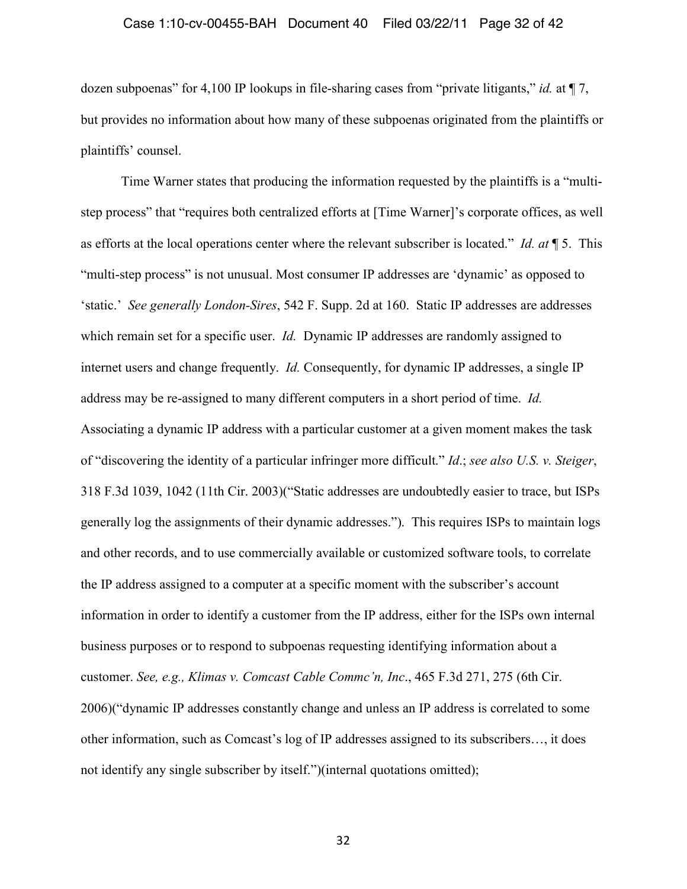dozen subpoenas" for 4,100 IP lookups in file-sharing cases from "private litigants," *id.* at ¶ 7, but provides no information about how many of these subpoenas originated from the plaintiffs or plaintiffs' counsel.

Time Warner states that producing the information requested by the plaintiffs is a "multi-step process" that "requires both centralized efforts at [Time Warner]'s corporate offices, as well as efforts at the local operations center where the relevant subscriber is located." *Id. at* ¶ 5. This "multi-step process" is not unusual. Most consumer IP addresses are 'dynamic' as opposed to 'static.' *See generally London-Sires*, 542 F. Supp. 2d at 160. Static IP addresses are addresses which remain set for a specific user. *Id.* Dynamic IP addresses are randomly assigned to internet users and change frequently. *Id.* Consequently, for dynamic IP addresses, a single IP address may be re-assigned to many different computers in a short period of time. *Id.* Associating a dynamic IP address with a particular customer at a given moment makes the task of "discovering the identity of a particular infringer more difficult." *Id*.; *see also U.S. v. Steiger*, 318 F.3d 1039, 1042 (11th Cir. 2003)("Static addresses are undoubtedly easier to trace, but ISPs generally log the assignments of their dynamic addresses."). This requires ISPs to maintain logs and other records, and to use commercially available or customized software tools, to correlate the IP address assigned to a computer at a specific moment with the subscriber's account information in order to identify a customer from the IP address, either for the ISPs own internal business purposes or to respond to subpoenas requesting identifying information about a customer. *See, e.g., Klimas v. Comcast Cable Commc'n, Inc*., 465 F.3d 271, 275 (6th Cir. 2006)("dynamic IP addresses constantly change and unless an IP address is correlated to some other information, such as Comcast's log of IP addresses assigned to its subscribers…, it does not identify any single subscriber by itself.")(internal quotations omitted);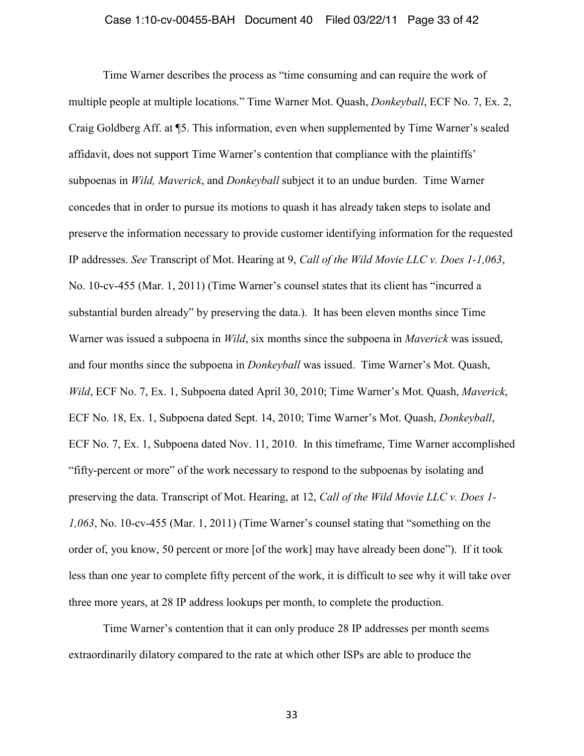Time Warner describes the process as "time consuming and can require the work of multiple people at multiple locations." Time Warner Mot. Quash, *Donkeyball*, ECF No. 7, Ex. 2, Craig Goldberg Aff. at ¶5. This information, even when supplemented by Time Warner's sealed affidavit, does not support Time Warner's contention that compliance with the plaintiffs' subpoenas in *Wild, Maverick*, and *Donkeyball* subject it to an undue burden. Time Warner concedes that in order to pursue its motions to quash it has already taken steps to isolate and preserve the information necessary to provide customer identifying information for the requested IP addresses. *See* Transcript of Mot. Hearing at 9, *Call of the Wild Movie LLC v. Does 1-1,063*, No. 10-cv-455 (Mar. 1, 2011) (Time Warner's counsel states that its client has "incurred a substantial burden already" by preserving the data.). It has been eleven months since Time Warner was issued a subpoena in *Wild*, six months since the subpoena in *Maverick* was issued, and four months since the subpoena in *Donkeyball* was issued. Time Warner's Mot. Quash, *Wild*, ECF No. 7, Ex. 1, Subpoena dated April 30, 2010; Time Warner's Mot. Quash, *Maverick*, ECF No. 18, Ex. 1, Subpoena dated Sept. 14, 2010; Time Warner's Mot. Quash, *Donkeyball*, ECF No. 7, Ex. 1, Subpoena dated Nov. 11, 2010. In this timeframe, Time Warner accomplished "fifty-percent or more" of the work necessary to respond to the subpoenas by isolating and preserving the data. Transcript of Mot. Hearing, at 12, *Call of the Wild Movie LLC v. Does 1-1,063*, No. 10-cv-455 (Mar. 1, 2011) (Time Warner's counsel stating that "something on the order of, you know, 50 percent or more [of the work] may have already been done"). If it took less than one year to complete fifty percent of the work, it is difficult to see why it will take over three more years, at 28 IP address lookups per month, to complete the production.

Time Warner's contention that it can only produce 28 IP addresses per month seems extraordinarily dilatory compared to the rate at which other ISPs are able to produce the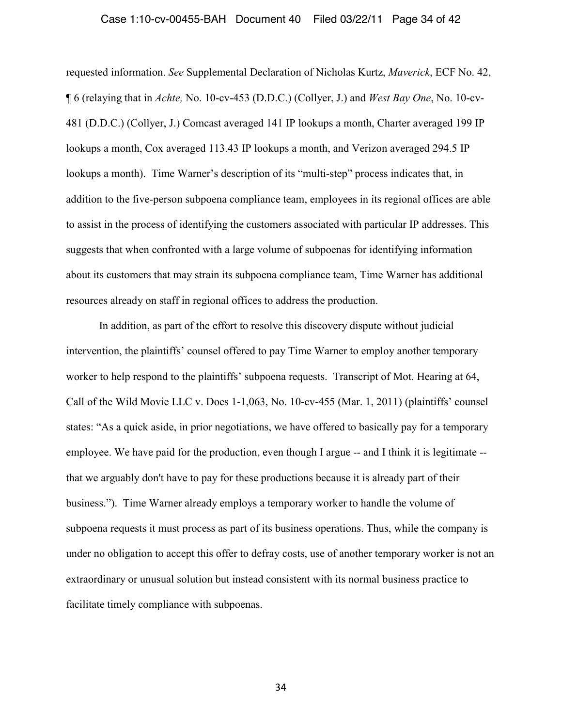requested information. *See* Supplemental Declaration of Nicholas Kurtz, *Maverick*, ECF No. 42, ¶ 6 (relaying that in *Achte,* No. 10-cv-453 (D.D.C.) (Collyer, J.) and *West Bay One*, No. 10-cv-481 (D.D.C.) (Collyer, J.) Comcast averaged 141 IP lookups a month, Charter averaged 199 IP lookups a month, Cox averaged 113.43 IP lookups a month, and Verizon averaged 294.5 IP lookups a month). Time Warner's description of its "multi-step" process indicates that, in addition to the five-person subpoena compliance team, employees in its regional offices are able to assist in the process of identifying the customers associated with particular IP addresses. This suggests that when confronted with a large volume of subpoenas for identifying information about its customers that may strain its subpoena compliance team, Time Warner has additional resources already on staff in regional offices to address the production.

In addition, as part of the effort to resolve this discovery dispute without judicial intervention, the plaintiffs' counsel offered to pay Time Warner to employ another temporary worker to help respond to the plaintiffs' subpoena requests. Transcript of Mot. Hearing at 64, Call of the Wild Movie LLC v. Does 1-1,063, No. 10-cv-455 (Mar. 1, 2011) (plaintiffs' counsel states: "As a quick aside, in prior negotiations, we have offered to basically pay for a temporary employee. We have paid for the production, even though I argue -- and I think it is legitimate -- that we arguably don't have to pay for these productions because it is already part of their business."). Time Warner already employs a temporary worker to handle the volume of subpoena requests it must process as part of its business operations. Thus, while the company is under no obligation to accept this offer to defray costs, use of another temporary worker is not an extraordinary or unusual solution but instead consistent with its normal business practice to facilitate timely compliance with subpoenas.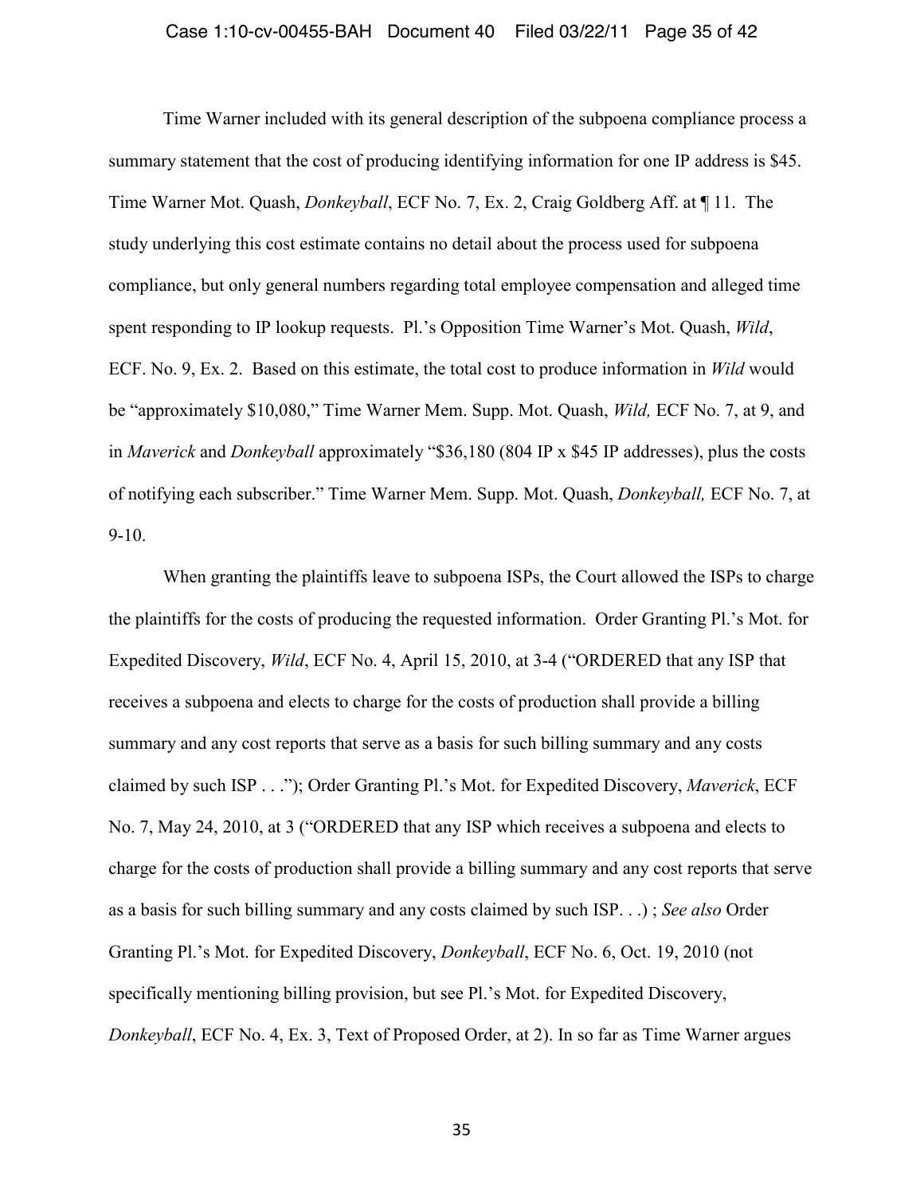Time Warner included with its general description of the subpoena compliance process a summary statement that the cost of producing identifying information for one IP address is $45. Time Warner Mot. Quash, *Donkeyball*, ECF No. 7, Ex. 2, Craig Goldberg Aff. at ¶ 11. The study underlying this cost estimate contains no detail about the process used for subpoena compliance, but only general numbers regarding total employee compensation and alleged time spent responding to IP lookup requests. Pl.'s Opposition Time Warner's Mot. Quash, *Wild*, ECF. No. 9, Ex. 2. Based on this estimate, the total cost to produce information in *Wild* would be "approximately $10,080," Time Warner Mem. Supp. Mot. Quash, *Wild,* ECF No. 7, at 9, and in *Maverick* and *Donkeyball* approximately "$36,180 (804 IP x $45 IP addresses), plus the costs of notifying each subscriber." Time Warner Mem. Supp. Mot. Quash, *Donkeyball,* ECF No. 7, at 9-10.

When granting the plaintiffs leave to subpoena ISPs, the Court allowed the ISPs to charge the plaintiffs for the costs of producing the requested information. Order Granting Pl.'s Mot. for Expedited Discovery, *Wild*, ECF No. 4, April 15, 2010, at 3-4 ("ORDERED that any ISP that receives a subpoena and elects to charge for the costs of production shall provide a billing summary and any cost reports that serve as a basis for such billing summary and any costs claimed by such ISP . . ."); Order Granting Pl.'s Mot. for Expedited Discovery, *Maverick*, ECF No. 7, May 24, 2010, at 3 ("ORDERED that any ISP which receives a subpoena and elects to charge for the costs of production shall provide a billing summary and any cost reports that serve as a basis for such billing summary and any costs claimed by such ISP. . .) ; *See also* Order Granting Pl.'s Mot. for Expedited Discovery, *Donkeyball*, ECF No. 6, Oct. 19, 2010 (not specifically mentioning billing provision, but see Pl.'s Mot. for Expedited Discovery, *Donkeyball*, ECF No. 4, Ex. 3, Text of Proposed Order, at 2). In so far as Time Warner argues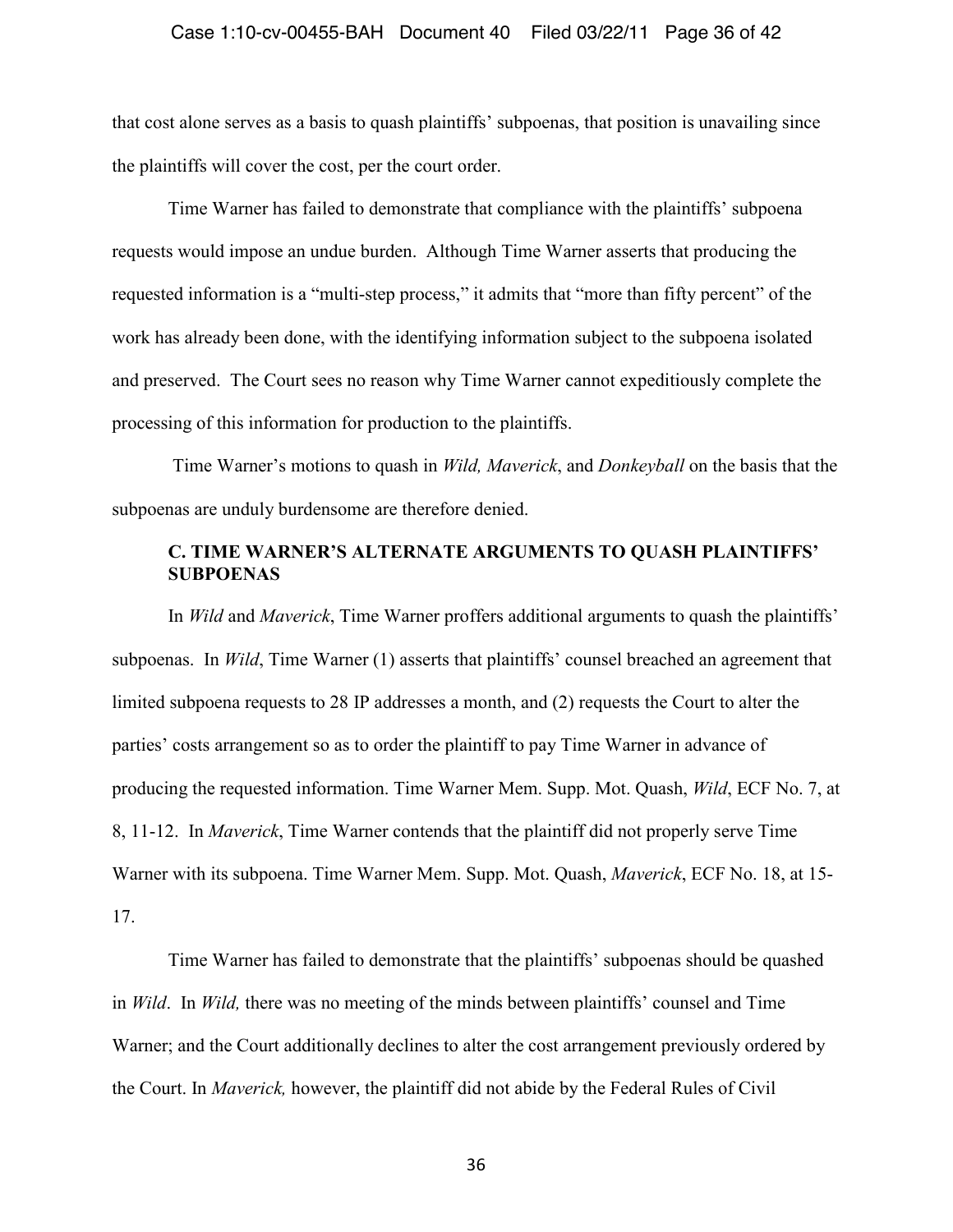that cost alone serves as a basis to quash plaintiffs' subpoenas, that position is unavailing since the plaintiffs will cover the cost, per the court order.

Time Warner has failed to demonstrate that compliance with the plaintiffs' subpoena requests would impose an undue burden. Although Time Warner asserts that producing the requested information is a "multi-step process," it admits that "more than fifty percent" of the work has already been done, with the identifying information subject to the subpoena isolated and preserved. The Court sees no reason why Time Warner cannot expeditiously complete the processing of this information for production to the plaintiffs.

Time Warner's motions to quash in *Wild, Maverick*, and *Donkeyball* on the basis that the subpoenas are unduly burdensome are therefore denied.

### C. TIME WARNER'S ALTERNATE ARGUMENTS TO QUASH PLAINTIFFS' SUBPOENAS

In *Wild* and *Maverick*, Time Warner proffers additional arguments to quash the plaintiffs' subpoenas. In *Wild*, Time Warner (1) asserts that plaintiffs' counsel breached an agreement that limited subpoena requests to 28 IP addresses a month, and (2) requests the Court to alter the parties' costs arrangement so as to order the plaintiff to pay Time Warner in advance of producing the requested information. Time Warner Mem. Supp. Mot. Quash, *Wild*, ECF No. 7, at 8, 11-12. In *Maverick*, Time Warner contends that the plaintiff did not properly serve Time Warner with its subpoena. Time Warner Mem. Supp. Mot. Quash, *Maverick*, ECF No. 18, at 15-17.

Time Warner has failed to demonstrate that the plaintiffs' subpoenas should be quashed in *Wild*. In *Wild,* there was no meeting of the minds between plaintiffs' counsel and Time Warner; and the Court additionally declines to alter the cost arrangement previously ordered by the Court. In *Maverick,* however, the plaintiff did not abide by the Federal Rules of Civil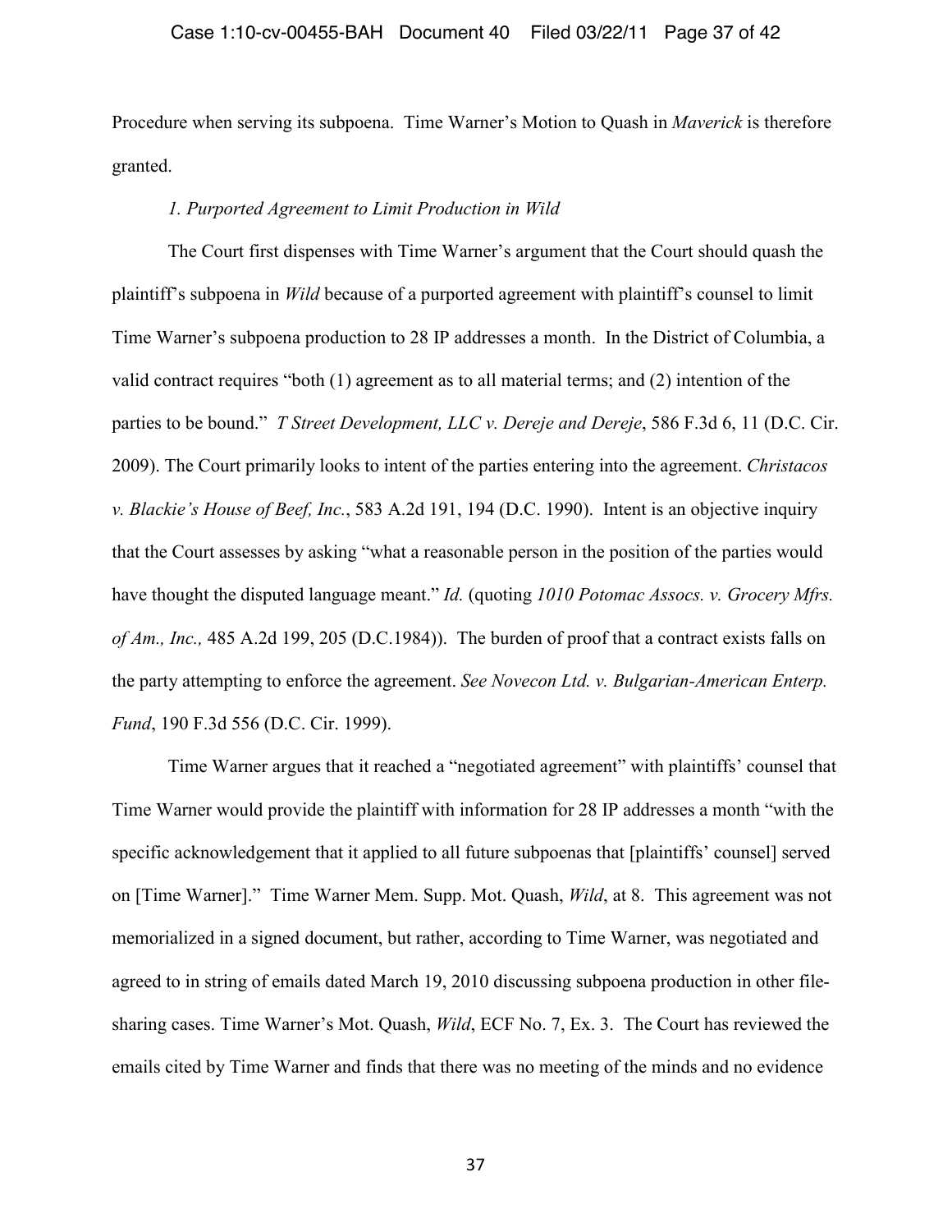Procedure when serving its subpoena. Time Warner's Motion to Quash in *Maverick* is therefore granted.

*1. Purported Agreement to Limit Production in Wild*

The Court first dispenses with Time Warner's argument that the Court should quash the plaintiff's subpoena in *Wild* because of a purported agreement with plaintiff's counsel to limit Time Warner's subpoena production to 28 IP addresses a month. In the District of Columbia, a valid contract requires "both (1) agreement as to all material terms; and (2) intention of the parties to be bound." *T Street Development, LLC v. Dereje and Dereje*, 586 F.3d 6, 11 (D.C. Cir. 2009). The Court primarily looks to intent of the parties entering into the agreement. *Christacos v. Blackie's House of Beef, Inc.*, 583 A.2d 191, 194 (D.C. 1990). Intent is an objective inquiry that the Court assesses by asking "what a reasonable person in the position of the parties would have thought the disputed language meant." *Id.* (quoting *1010 Potomac Assocs. v. Grocery Mfrs. of Am., Inc.,* 485 A.2d 199, 205 (D.C.1984)). The burden of proof that a contract exists falls on the party attempting to enforce the agreement. *See Novecon Ltd. v. Bulgarian-American Enterp. Fund*, 190 F.3d 556 (D.C. Cir. 1999).

Time Warner argues that it reached a "negotiated agreement" with plaintiffs' counsel that Time Warner would provide the plaintiff with information for 28 IP addresses a month "with the specific acknowledgement that it applied to all future subpoenas that [plaintiffs' counsel] served on [Time Warner]." Time Warner Mem. Supp. Mot. Quash, *Wild*, at 8. This agreement was not memorialized in a signed document, but rather, according to Time Warner, was negotiated and agreed to in string of emails dated March 19, 2010 discussing subpoena production in other file-sharing cases. Time Warner's Mot. Quash, *Wild*, ECF No. 7, Ex. 3. The Court has reviewed the emails cited by Time Warner and finds that there was no meeting of the minds and no evidence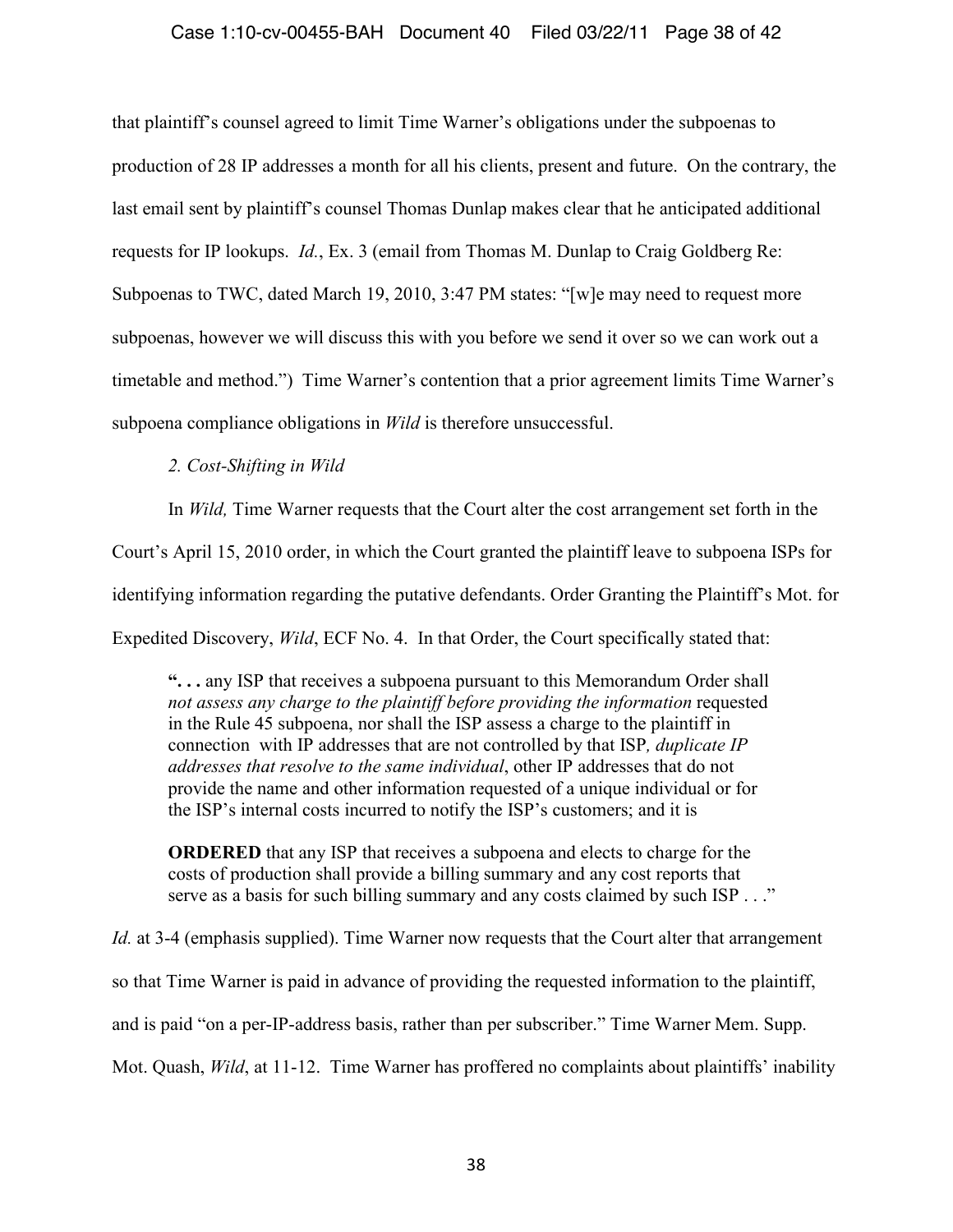that plaintiff's counsel agreed to limit Time Warner's obligations under the subpoenas to production of 28 IP addresses a month for all his clients, present and future. On the contrary, the last email sent by plaintiff's counsel Thomas Dunlap makes clear that he anticipated additional requests for IP lookups. *Id.*, Ex. 3 (email from Thomas M. Dunlap to Craig Goldberg Re: Subpoenas to TWC, dated March 19, 2010, 3:47 PM states: "[w]e may need to request more subpoenas, however we will discuss this with you before we send it over so we can work out a timetable and method.") Time Warner's contention that a prior agreement limits Time Warner's subpoena compliance obligations in *Wild* is therefore unsuccessful.

*2. Cost-Shifting in Wild*

In *Wild,* Time Warner requests that the Court alter the cost arrangement set forth in the Court's April 15, 2010 order, in which the Court granted the plaintiff leave to subpoena ISPs for identifying information regarding the putative defendants. Order Granting the Plaintiff's Mot. for Expedited Discovery, *Wild*, ECF No. 4. In that Order, the Court specifically stated that:

> **". . .** any ISP that receives a subpoena pursuant to this Memorandum Order shall *not assess any charge to the plaintiff before providing the information* requested in the Rule 45 subpoena, nor shall the ISP assess a charge to the plaintiff in connection with IP addresses that are not controlled by that ISP*, duplicate IP addresses that resolve to the same individual*, other IP addresses that do not provide the name and other information requested of a unique individual or for the ISP's internal costs incurred to notify the ISP's customers; and it is
>
> **ORDERED** that any ISP that receives a subpoena and elects to charge for the costs of production shall provide a billing summary and any cost reports that serve as a basis for such billing summary and any costs claimed by such ISP . . ."

*Id.* at 3-4 (emphasis supplied). Time Warner now requests that the Court alter that arrangement so that Time Warner is paid in advance of providing the requested information to the plaintiff, and is paid "on a per-IP-address basis, rather than per subscriber." Time Warner Mem. Supp. Mot. Quash, *Wild*, at 11-12. Time Warner has proffered no complaints about plaintiffs' inability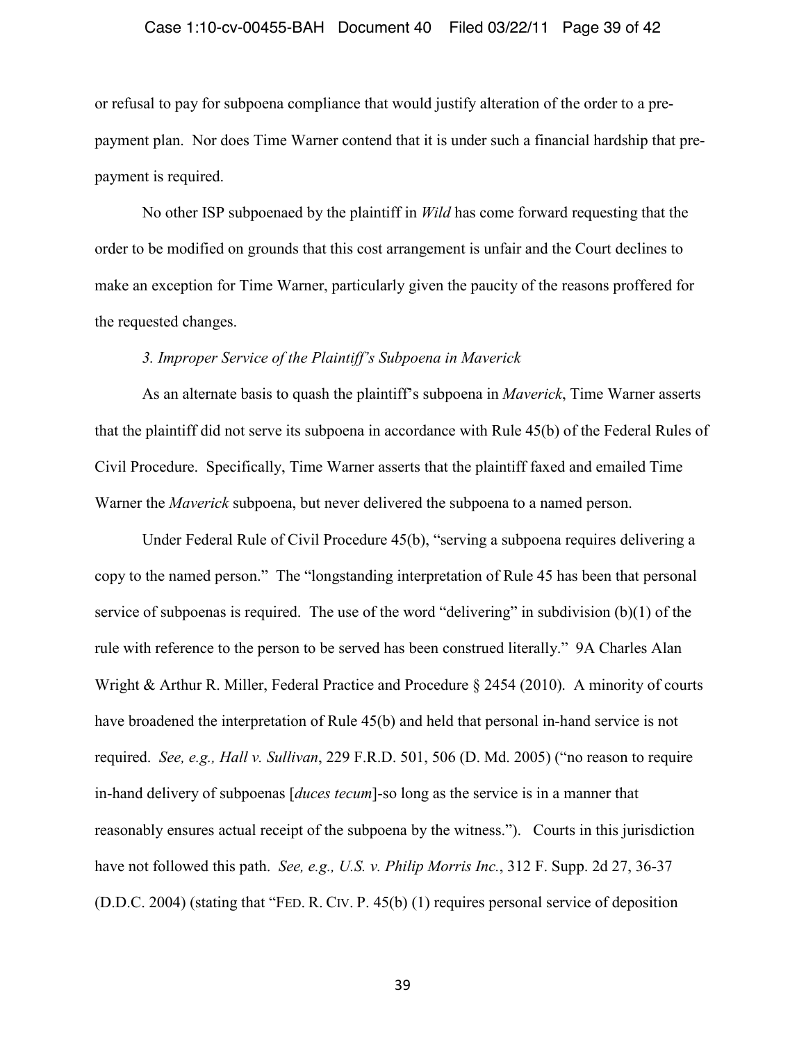or refusal to pay for subpoena compliance that would justify alteration of the order to a pre-payment plan. Nor does Time Warner contend that it is under such a financial hardship that pre-payment is required.

No other ISP subpoenaed by the plaintiff in *Wild* has come forward requesting that the order to be modified on grounds that this cost arrangement is unfair and the Court declines to make an exception for Time Warner, particularly given the paucity of the reasons proffered for the requested changes.

*3. Improper Service of the Plaintiff's Subpoena in Maverick*

As an alternate basis to quash the plaintiff's subpoena in *Maverick*, Time Warner asserts that the plaintiff did not serve its subpoena in accordance with Rule 45(b) of the Federal Rules of Civil Procedure. Specifically, Time Warner asserts that the plaintiff faxed and emailed Time Warner the *Maverick* subpoena, but never delivered the subpoena to a named person.

Under Federal Rule of Civil Procedure 45(b), "serving a subpoena requires delivering a copy to the named person." The "longstanding interpretation of Rule 45 has been that personal service of subpoenas is required. The use of the word "delivering" in subdivision (b)(1) of the rule with reference to the person to be served has been construed literally." 9A Charles Alan Wright & Arthur R. Miller, Federal Practice and Procedure § 2454 (2010). A minority of courts have broadened the interpretation of Rule 45(b) and held that personal in-hand service is not required. *See, e.g., Hall v. Sullivan*, 229 F.R.D. 501, 506 (D. Md. 2005) ("no reason to require in-hand delivery of subpoenas [*duces tecum*]-so long as the service is in a manner that reasonably ensures actual receipt of the subpoena by the witness."). Courts in this jurisdiction have not followed this path. *See, e.g., U.S. v. Philip Morris Inc.*, 312 F. Supp. 2d 27, 36-37 (D.D.C. 2004) (stating that "FED. R. CIV. P. 45(b) (1) requires personal service of deposition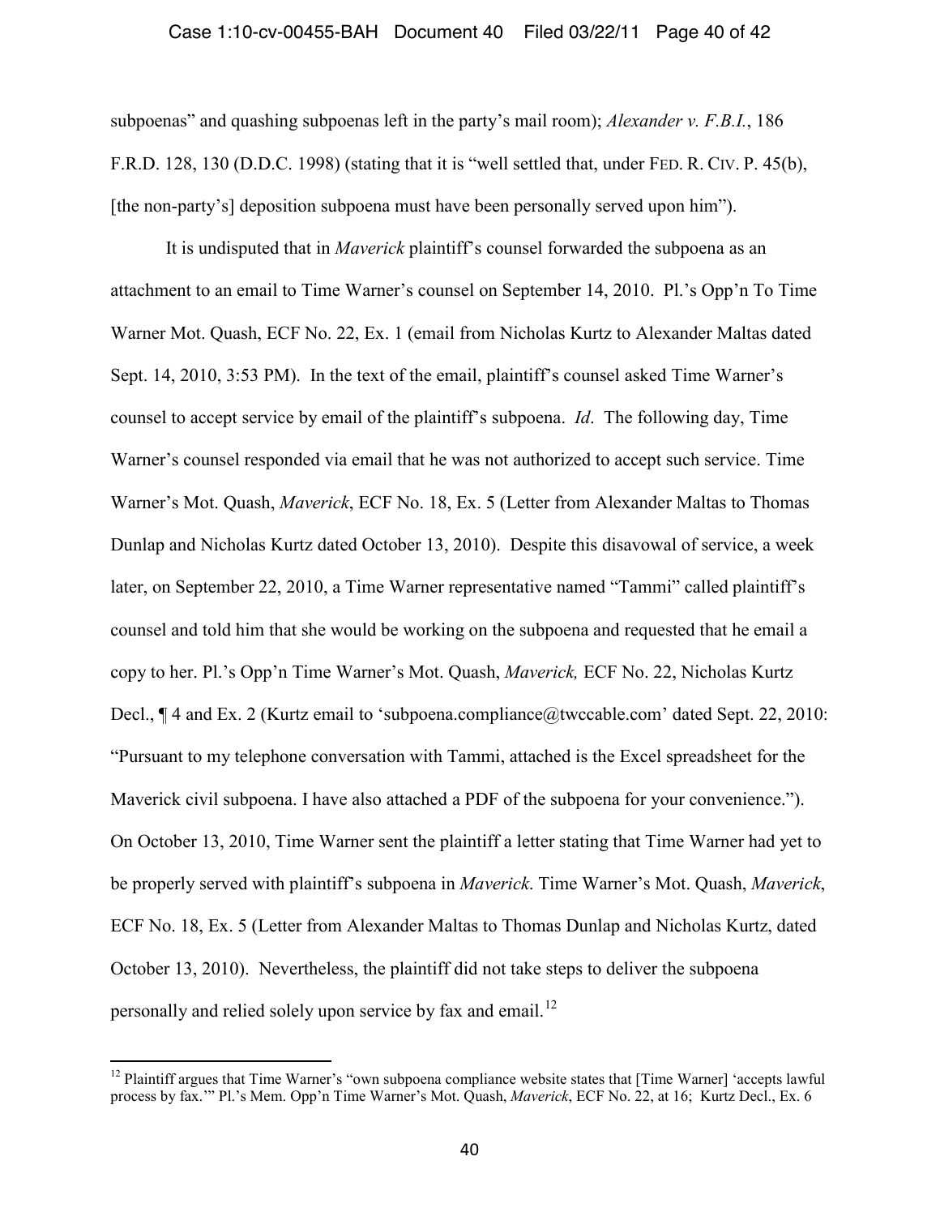subpoenas" and quashing subpoenas left in the party's mail room); *Alexander v. F.B.I.*, 186 F.R.D. 128, 130 (D.D.C. 1998) (stating that it is "well settled that, under FED. R. CIV. P. 45(b), [the non-party's] deposition subpoena must have been personally served upon him").

It is undisputed that in *Maverick* plaintiff's counsel forwarded the subpoena as an attachment to an email to Time Warner's counsel on September 14, 2010. Pl.'s Opp'n To Time Warner Mot. Quash, ECF No. 22, Ex. 1 (email from Nicholas Kurtz to Alexander Maltas dated Sept. 14, 2010, 3:53 PM). In the text of the email, plaintiff's counsel asked Time Warner's counsel to accept service by email of the plaintiff's subpoena. *Id*. The following day, Time Warner's counsel responded via email that he was not authorized to accept such service. Time Warner's Mot. Quash, *Maverick*, ECF No. 18, Ex. 5 (Letter from Alexander Maltas to Thomas Dunlap and Nicholas Kurtz dated October 13, 2010). Despite this disavowal of service, a week later, on September 22, 2010, a Time Warner representative named "Tammi" called plaintiff's counsel and told him that she would be working on the subpoena and requested that he email a copy to her. Pl.'s Opp'n Time Warner's Mot. Quash, *Maverick,* ECF No. 22, Nicholas Kurtz Decl., ¶ 4 and Ex. 2 (Kurtz email to 'subpoena.compliance@twccable.com' dated Sept. 22, 2010: "Pursuant to my telephone conversation with Tammi, attached is the Excel spreadsheet for the Maverick civil subpoena. I have also attached a PDF of the subpoena for your convenience."). On October 13, 2010, Time Warner sent the plaintiff a letter stating that Time Warner had yet to be properly served with plaintiff's subpoena in *Maverick*. Time Warner's Mot. Quash, *Maverick*, ECF No. 18, Ex. 5 (Letter from Alexander Maltas to Thomas Dunlap and Nicholas Kurtz, dated October 13, 2010). Nevertheless, the plaintiff did not take steps to deliver the subpoena personally and relied solely upon service by fax and email.[12]

---

[12] Plaintiff argues that Time Warner's "own subpoena compliance website states that [Time Warner] 'accepts lawful process by fax.'" Pl.'s Mem. Opp'n Time Warner's Mot. Quash, *Maverick*, ECF No. 22, at 16; Kurtz Decl., Ex. 6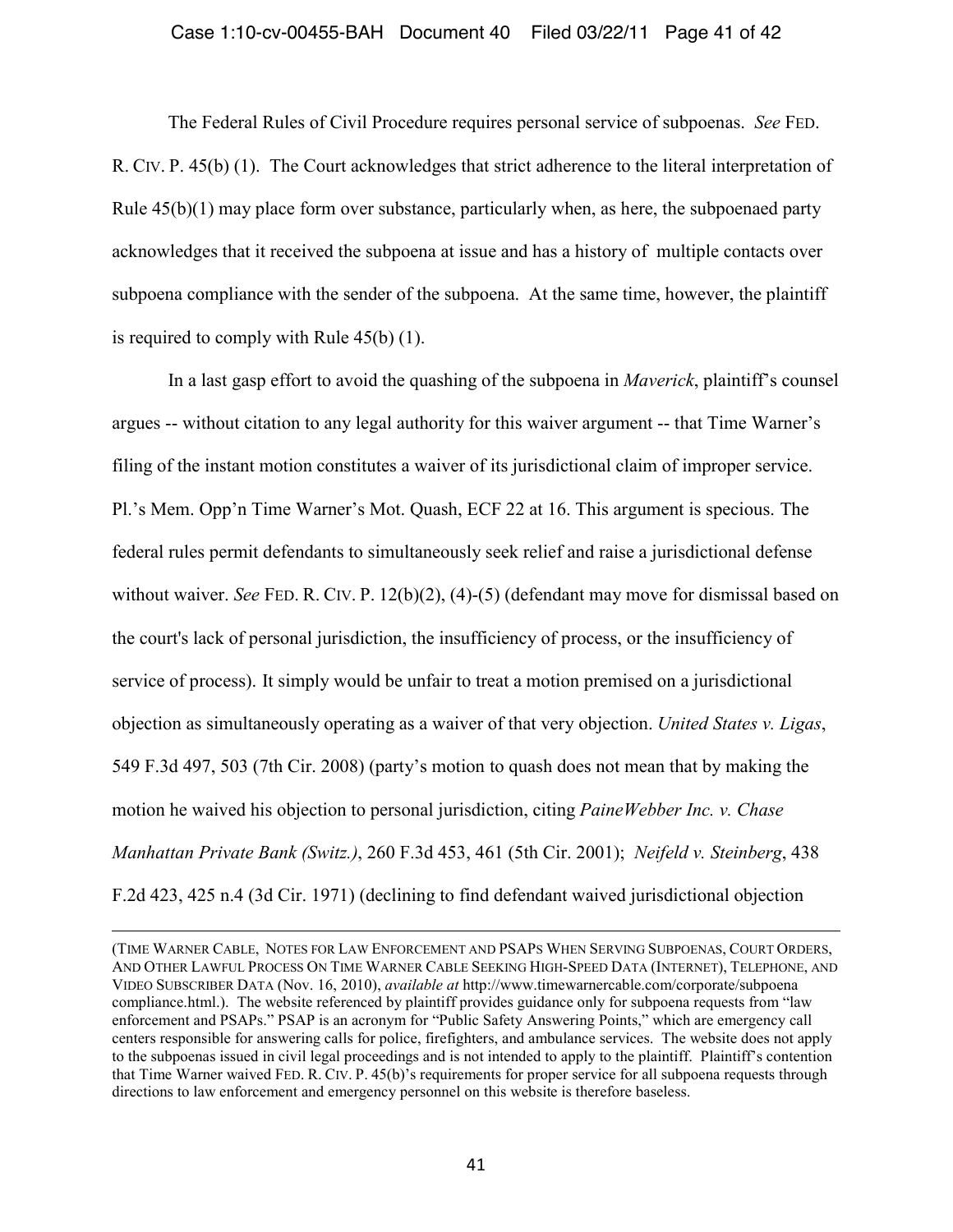The Federal Rules of Civil Procedure requires personal service of subpoenas. *See* FED. R. CIV. P. 45(b) (1). The Court acknowledges that strict adherence to the literal interpretation of Rule 45(b)(1) may place form over substance, particularly when, as here, the subpoenaed party acknowledges that it received the subpoena at issue and has a history of multiple contacts over subpoena compliance with the sender of the subpoena. At the same time, however, the plaintiff is required to comply with Rule 45(b) (1).

In a last gasp effort to avoid the quashing of the subpoena in *Maverick*, plaintiff's counsel argues -- without citation to any legal authority for this waiver argument -- that Time Warner's filing of the instant motion constitutes a waiver of its jurisdictional claim of improper service. Pl.'s Mem. Opp'n Time Warner's Mot. Quash, ECF 22 at 16. This argument is specious. The federal rules permit defendants to simultaneously seek relief and raise a jurisdictional defense without waiver. *See* FED. R. CIV. P. 12(b)(2), (4)-(5) (defendant may move for dismissal based on the court's lack of personal jurisdiction, the insufficiency of process, or the insufficiency of service of process). It simply would be unfair to treat a motion premised on a jurisdictional objection as simultaneously operating as a waiver of that very objection. *United States v. Ligas*, 549 F.3d 497, 503 (7th Cir. 2008) (party's motion to quash does not mean that by making the motion he waived his objection to personal jurisdiction, citing *PaineWebber Inc. v. Chase Manhattan Private Bank (Switz.)*, 260 F.3d 453, 461 (5th Cir. 2001); *Neifeld v. Steinberg*, 438 F.2d 423, 425 n.4 (3d Cir. 1971) (declining to find defendant waived jurisdictional objection

---

(TIME WARNER CABLE, NOTES FOR LAW ENFORCEMENT AND PSAPS WHEN SERVING SUBPOENAS, COURT ORDERS, AND OTHER LAWFUL PROCESS ON TIME WARNER CABLE SEEKING HIGH-SPEED DATA (INTERNET), TELEPHONE, AND VIDEO SUBSCRIBER DATA (Nov. 16, 2010), *available at* http://www.timewarnercable.com/corporate/subpoena compliance.html.). The website referenced by plaintiff provides guidance only for subpoena requests from "law enforcement and PSAPs." PSAP is an acronym for "Public Safety Answering Points," which are emergency call centers responsible for answering calls for police, firefighters, and ambulance services. The website does not apply to the subpoenas issued in civil legal proceedings and is not intended to apply to the plaintiff. Plaintiff's contention that Time Warner waived FED. R. CIV. P. 45(b)'s requirements for proper service for all subpoena requests through directions to law enforcement and emergency personnel on this website is therefore baseless.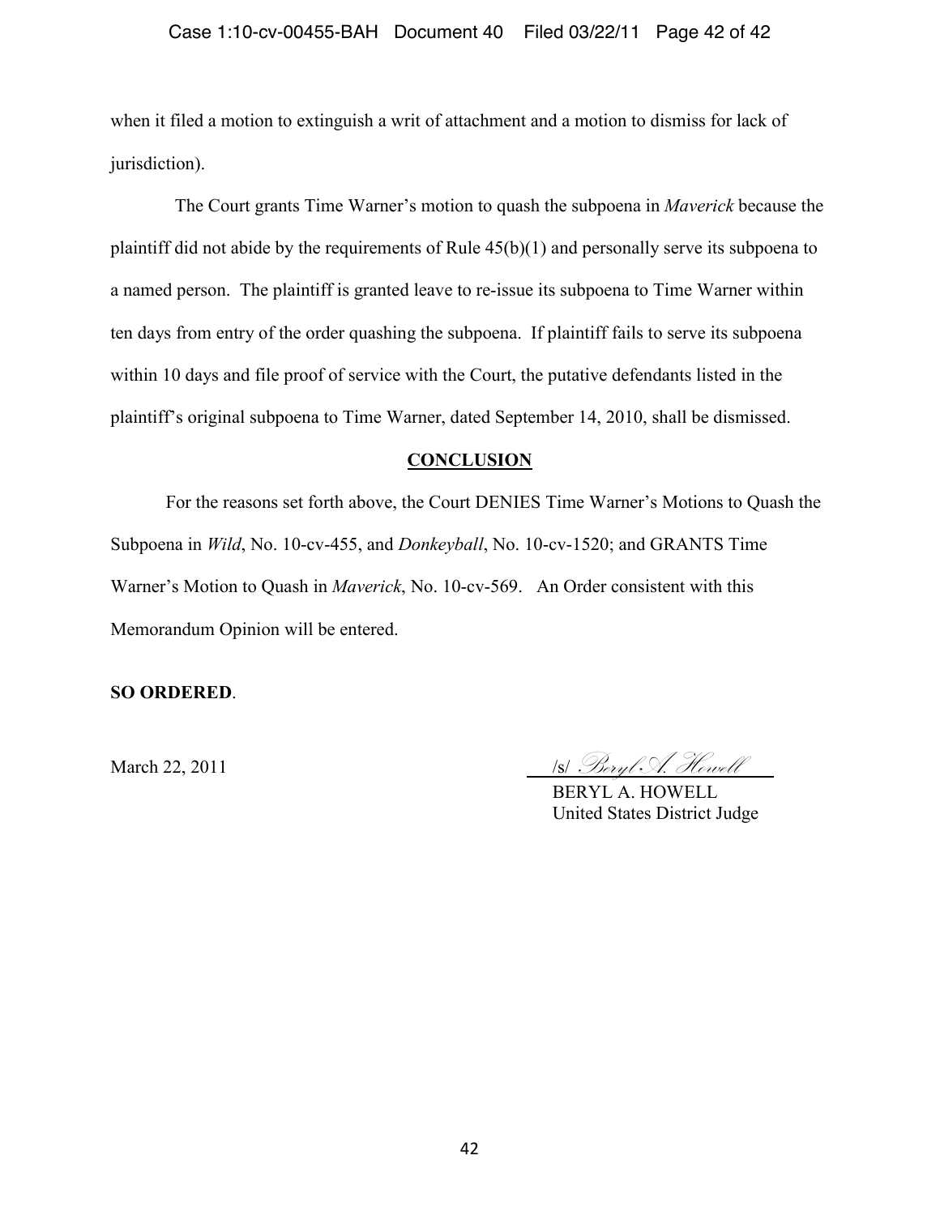when it filed a motion to extinguish a writ of attachment and a motion to dismiss for lack of jurisdiction).

The Court grants Time Warner's motion to quash the subpoena in *Maverick* because the plaintiff did not abide by the requirements of Rule 45(b)(1) and personally serve its subpoena to a named person. The plaintiff is granted leave to re-issue its subpoena to Time Warner within ten days from entry of the order quashing the subpoena. If plaintiff fails to serve its subpoena within 10 days and file proof of service with the Court, the putative defendants listed in the plaintiff's original subpoena to Time Warner, dated September 14, 2010, shall be dismissed.

## CONCLUSION

For the reasons set forth above, the Court DENIES Time Warner's Motions to Quash the Subpoena in *Wild*, No. 10-cv-455, and *Donkeyball*, No. 10-cv-1520; and GRANTS Time Warner's Motion to Quash in *Maverick*, No. 10-cv-569. An Order consistent with this Memorandum Opinion will be entered.

**SO ORDERED**.

March 22, 2011

/s/ *Beryl A. Howell*

BERYL A. HOWELL
United States District Judge